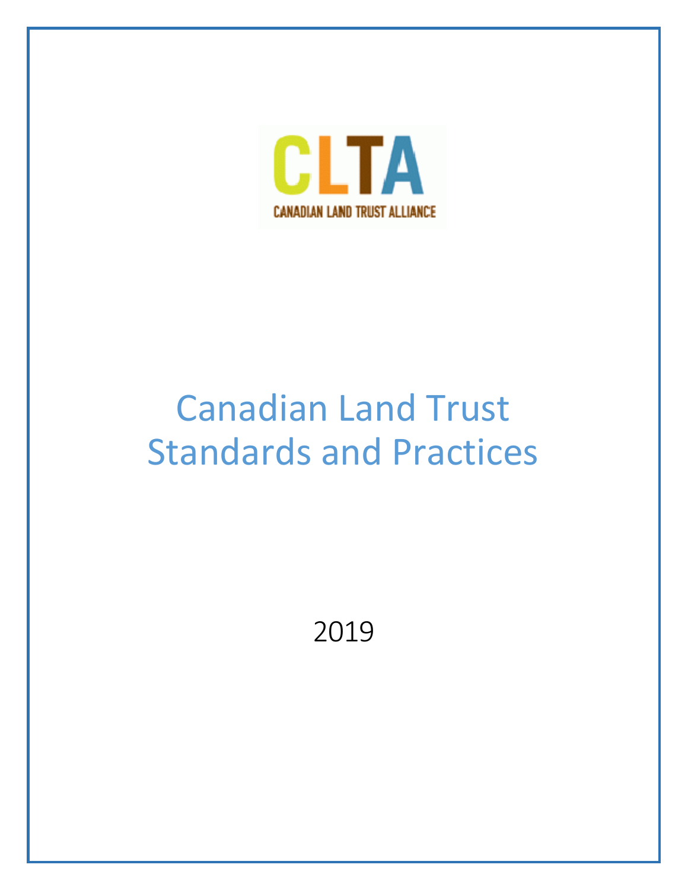CLTA

CANADIAN LAND TRUST ALLIANCE

# Canadian Land Trust Standards and Practices

2019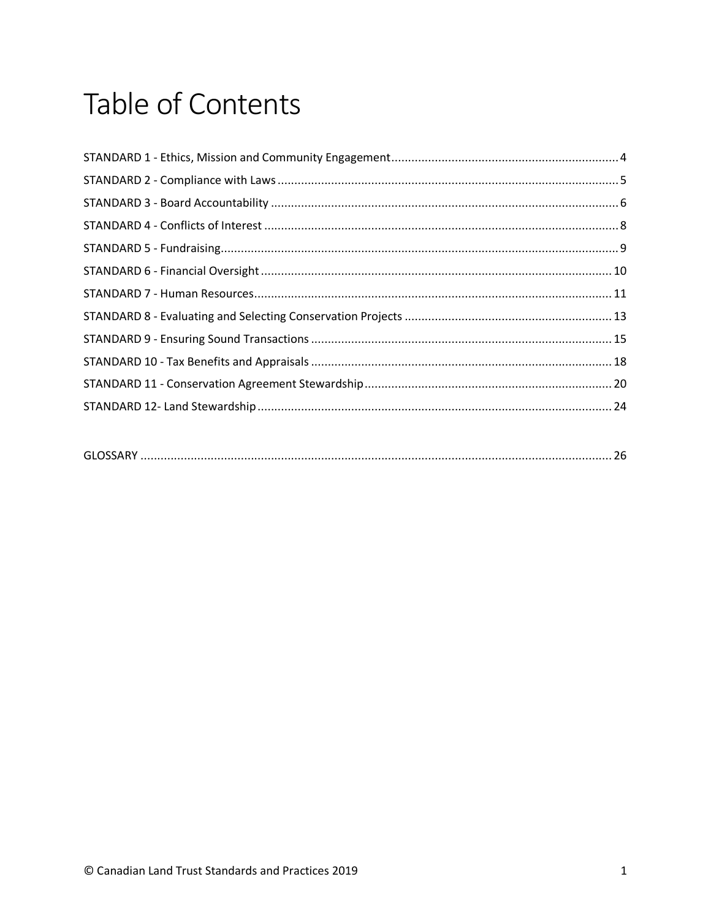# Table of Contents

STANDARD 1 - Ethics, Mission and Community Engagement ........ 4
STANDARD 2 - Compliance with Laws ........ 5
STANDARD 3 - Board Accountability ........ 6
STANDARD 4 - Conflicts of Interest ........ 8
STANDARD 5 - Fundraising ........ 9
STANDARD 6 - Financial Oversight ........ 10
STANDARD 7 - Human Resources ........ 11
STANDARD 8 - Evaluating and Selecting Conservation Projects ........ 13
STANDARD 9 - Ensuring Sound Transactions ........ 15
STANDARD 10 - Tax Benefits and Appraisals ........ 18
STANDARD 11 - Conservation Agreement Stewardship ........ 20
STANDARD 12- Land Stewardship ........ 24

GLOSSARY ........ 26

© Canadian Land Trust Standards and Practices 2019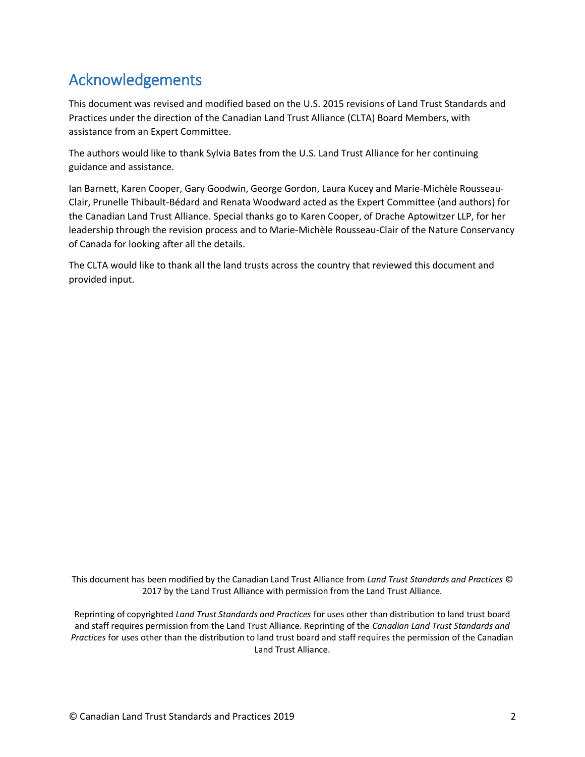## Acknowledgements

This document was revised and modified based on the U.S. 2015 revisions of Land Trust Standards and Practices under the direction of the Canadian Land Trust Alliance (CLTA) Board Members, with assistance from an Expert Committee.

The authors would like to thank Sylvia Bates from the U.S. Land Trust Alliance for her continuing guidance and assistance.

Ian Barnett, Karen Cooper, Gary Goodwin, George Gordon, Laura Kucey and Marie-Michèle Rousseau-Clair, Prunelle Thibault-Bédard and Renata Woodward acted as the Expert Committee (and authors) for the Canadian Land Trust Alliance. Special thanks go to Karen Cooper, of Drache Aptowitzer LLP, for her leadership through the revision process and to Marie-Michèle Rousseau-Clair of the Nature Conservancy of Canada for looking after all the details.

The CLTA would like to thank all the land trusts across the country that reviewed this document and provided input.

This document has been modified by the Canadian Land Trust Alliance from *Land Trust Standards and Practices* © 2017 by the Land Trust Alliance with permission from the Land Trust Alliance.

Reprinting of copyrighted *Land Trust Standards and Practices* for uses other than distribution to land trust board and staff requires permission from the Land Trust Alliance. Reprinting of the *Canadian Land Trust Standards and Practices* for uses other than the distribution to land trust board and staff requires the permission of the Canadian Land Trust Alliance.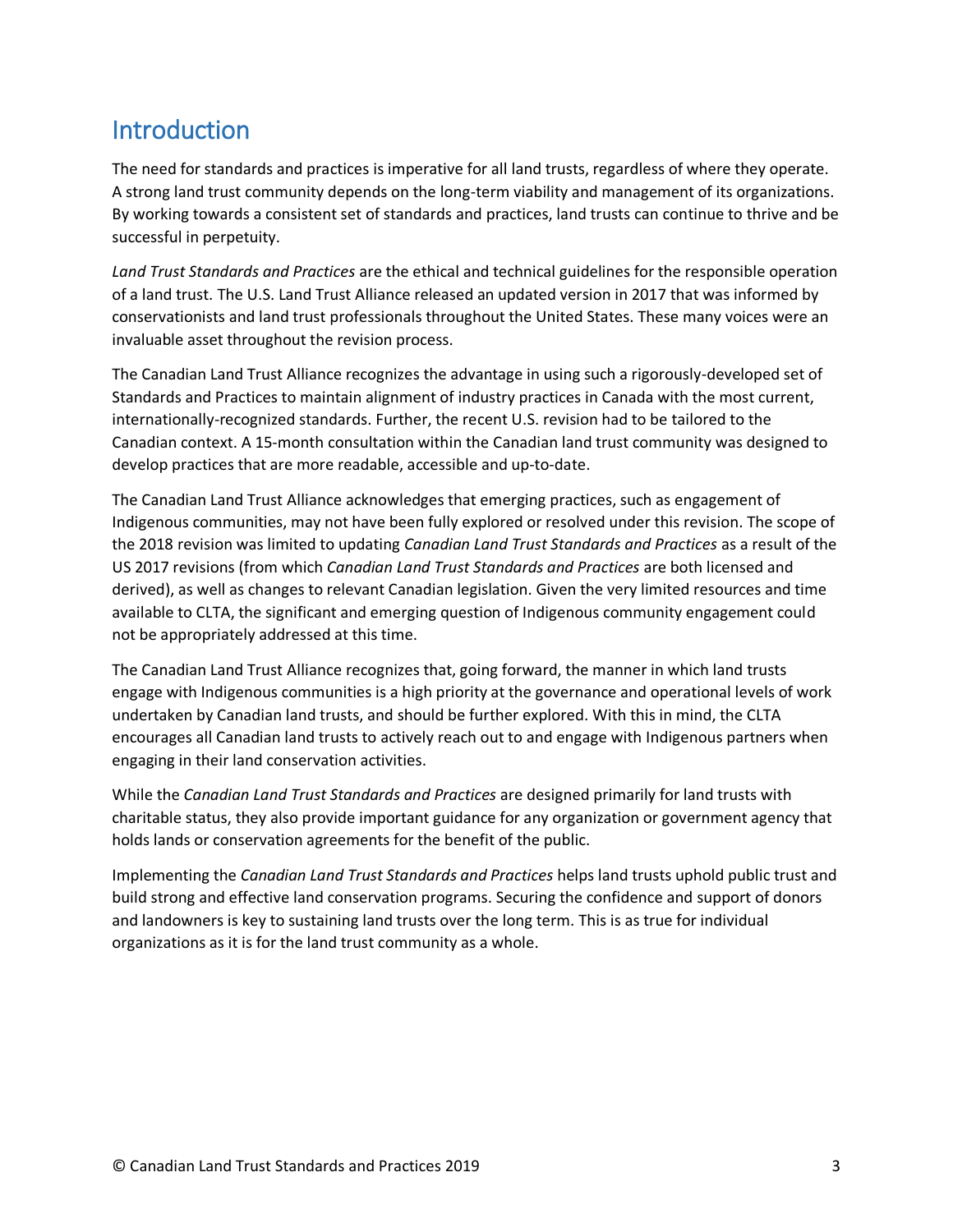## Introduction

The need for standards and practices is imperative for all land trusts, regardless of where they operate. A strong land trust community depends on the long-term viability and management of its organizations. By working towards a consistent set of standards and practices, land trusts can continue to thrive and be successful in perpetuity.

*Land Trust Standards and Practices* are the ethical and technical guidelines for the responsible operation of a land trust. The U.S. Land Trust Alliance released an updated version in 2017 that was informed by conservationists and land trust professionals throughout the United States. These many voices were an invaluable asset throughout the revision process.

The Canadian Land Trust Alliance recognizes the advantage in using such a rigorously-developed set of Standards and Practices to maintain alignment of industry practices in Canada with the most current, internationally-recognized standards. Further, the recent U.S. revision had to be tailored to the Canadian context. A 15-month consultation within the Canadian land trust community was designed to develop practices that are more readable, accessible and up-to-date.

The Canadian Land Trust Alliance acknowledges that emerging practices, such as engagement of Indigenous communities, may not have been fully explored or resolved under this revision. The scope of the 2018 revision was limited to updating *Canadian Land Trust Standards and Practices* as a result of the US 2017 revisions (from which *Canadian Land Trust Standards and Practices* are both licensed and derived), as well as changes to relevant Canadian legislation. Given the very limited resources and time available to CLTA, the significant and emerging question of Indigenous community engagement could not be appropriately addressed at this time.

The Canadian Land Trust Alliance recognizes that, going forward, the manner in which land trusts engage with Indigenous communities is a high priority at the governance and operational levels of work undertaken by Canadian land trusts, and should be further explored. With this in mind, the CLTA encourages all Canadian land trusts to actively reach out to and engage with Indigenous partners when engaging in their land conservation activities.

While the *Canadian Land Trust Standards and Practices* are designed primarily for land trusts with charitable status, they also provide important guidance for any organization or government agency that holds lands or conservation agreements for the benefit of the public.

Implementing the *Canadian Land Trust Standards and Practices* helps land trusts uphold public trust and build strong and effective land conservation programs. Securing the confidence and support of donors and landowners is key to sustaining land trusts over the long term. This is as true for individual organizations as it is for the land trust community as a whole.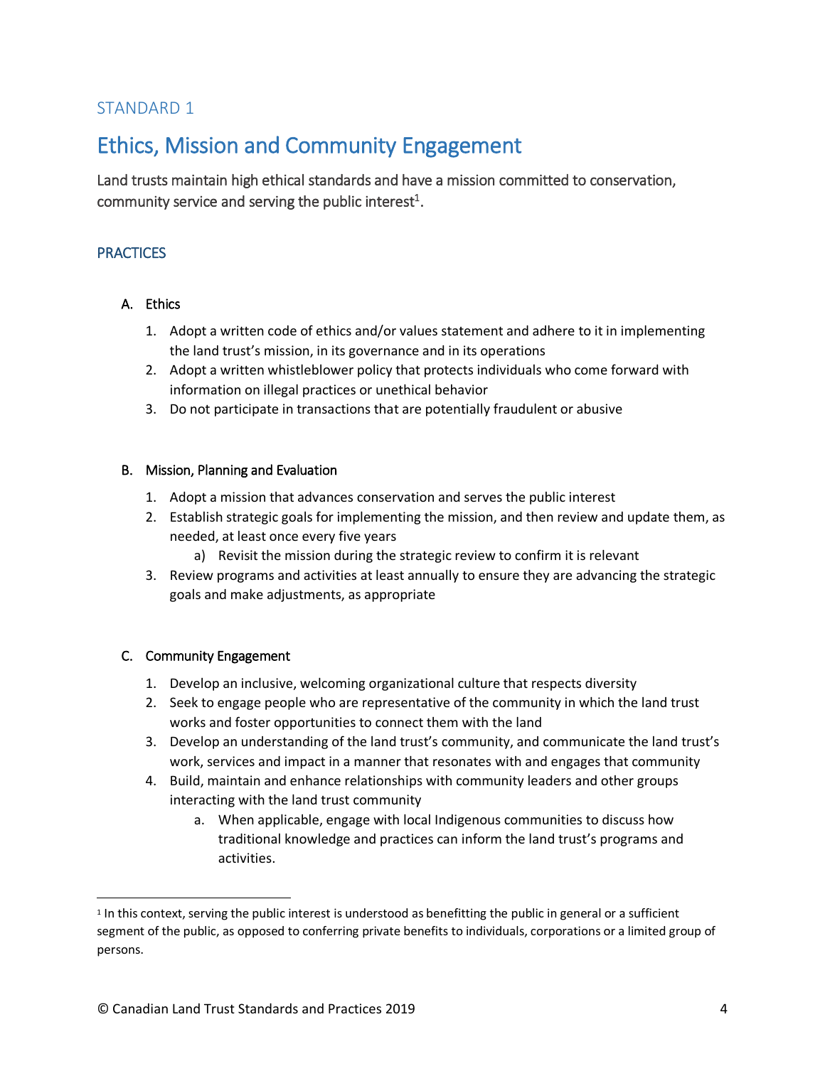STANDARD 1

# Ethics, Mission and Community Engagement

Land trusts maintain high ethical standards and have a mission committed to conservation, community service and serving the public interest[1].

## PRACTICES

### A. Ethics

1. Adopt a written code of ethics and/or values statement and adhere to it in implementing the land trust's mission, in its governance and in its operations
2. Adopt a written whistleblower policy that protects individuals who come forward with information on illegal practices or unethical behavior
3. Do not participate in transactions that are potentially fraudulent or abusive

### B. Mission, Planning and Evaluation

1. Adopt a mission that advances conservation and serves the public interest
2. Establish strategic goals for implementing the mission, and then review and update them, as needed, at least once every five years
   a) Revisit the mission during the strategic review to confirm it is relevant
3. Review programs and activities at least annually to ensure they are advancing the strategic goals and make adjustments, as appropriate

### C. Community Engagement

1. Develop an inclusive, welcoming organizational culture that respects diversity
2. Seek to engage people who are representative of the community in which the land trust works and foster opportunities to connect them with the land
3. Develop an understanding of the land trust's community, and communicate the land trust's work, services and impact in a manner that resonates with and engages that community
4. Build, maintain and enhance relationships with community leaders and other groups interacting with the land trust community
   a. When applicable, engage with local Indigenous communities to discuss how traditional knowledge and practices can inform the land trust's programs and activities.

---

[1] In this context, serving the public interest is understood as benefitting the public in general or a sufficient segment of the public, as opposed to conferring private benefits to individuals, corporations or a limited group of persons.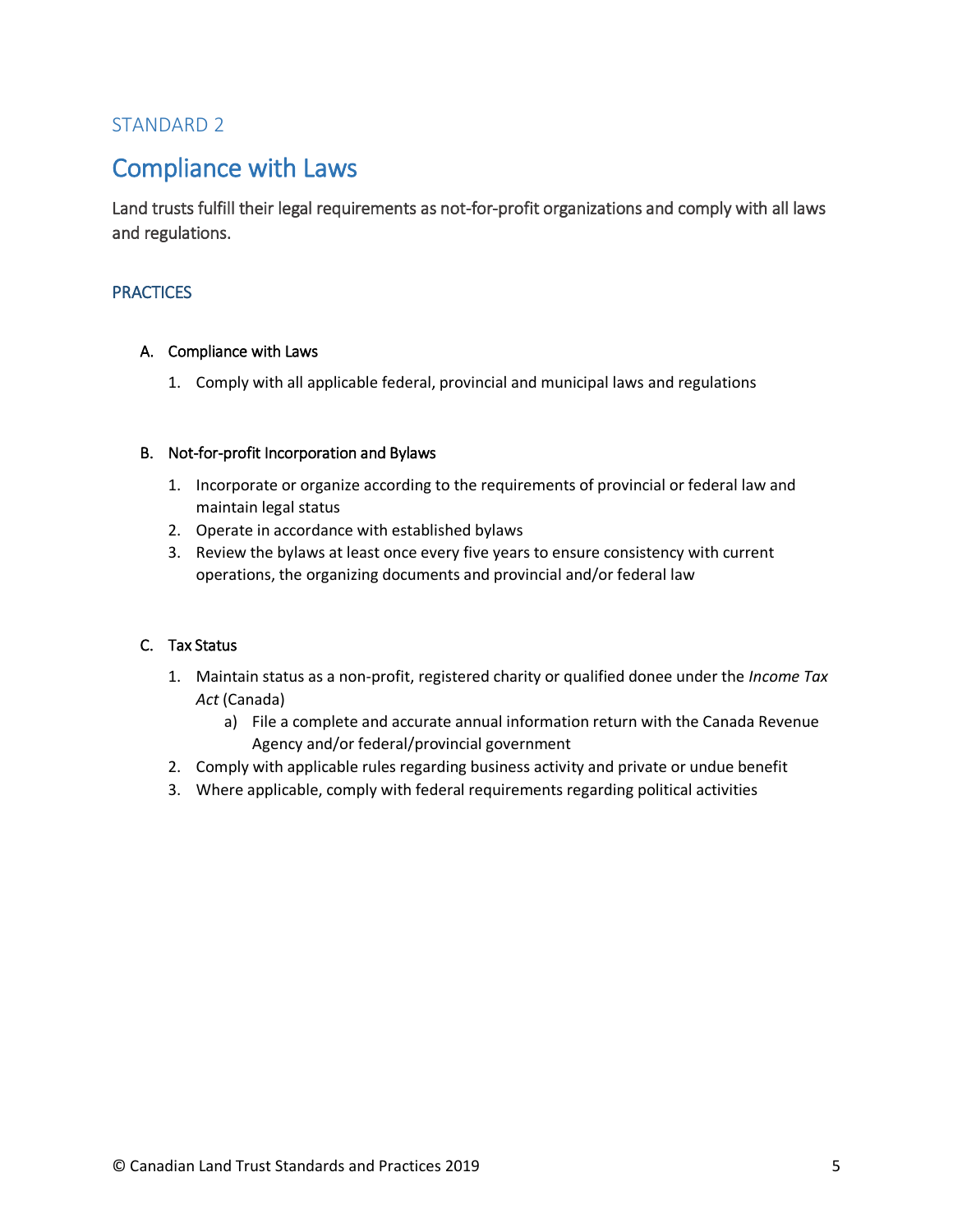STANDARD 2

# Compliance with Laws

Land trusts fulfill their legal requirements as not-for-profit organizations and comply with all laws and regulations.

## PRACTICES

A. Compliance with Laws

1. Comply with all applicable federal, provincial and municipal laws and regulations

B. Not-for-profit Incorporation and Bylaws

1. Incorporate or organize according to the requirements of provincial or federal law and maintain legal status
2. Operate in accordance with established bylaws
3. Review the bylaws at least once every five years to ensure consistency with current operations, the organizing documents and provincial and/or federal law

C. Tax Status

1. Maintain status as a non-profit, registered charity or qualified donee under the *Income Tax Act* (Canada)
   a) File a complete and accurate annual information return with the Canada Revenue Agency and/or federal/provincial government
2. Comply with applicable rules regarding business activity and private or undue benefit
3. Where applicable, comply with federal requirements regarding political activities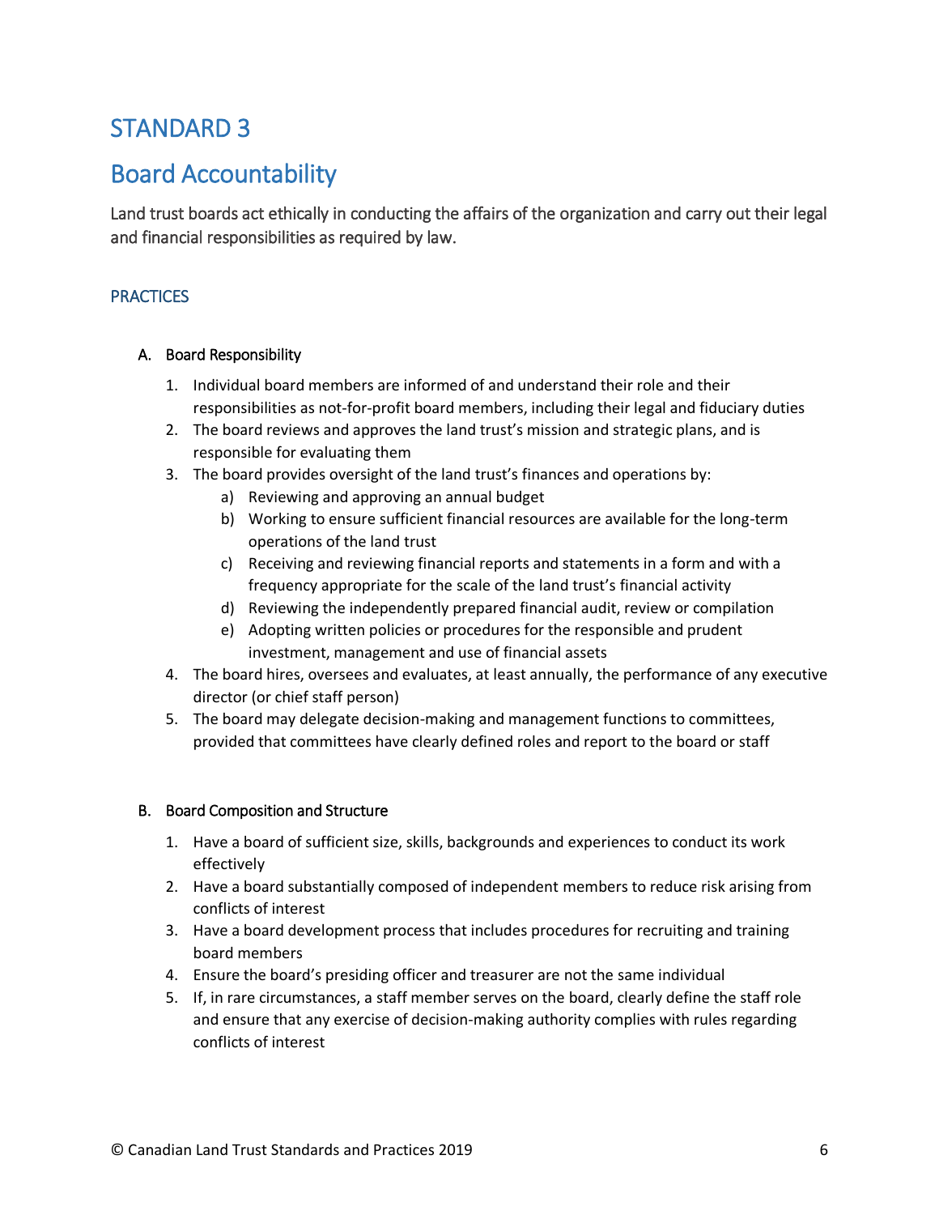# STANDARD 3

# Board Accountability

Land trust boards act ethically in conducting the affairs of the organization and carry out their legal and financial responsibilities as required by law.

## PRACTICES

### A. Board Responsibility

1. Individual board members are informed of and understand their role and their responsibilities as not-for-profit board members, including their legal and fiduciary duties
2. The board reviews and approves the land trust's mission and strategic plans, and is responsible for evaluating them
3. The board provides oversight of the land trust's finances and operations by:
   a) Reviewing and approving an annual budget
   b) Working to ensure sufficient financial resources are available for the long-term operations of the land trust
   c) Receiving and reviewing financial reports and statements in a form and with a frequency appropriate for the scale of the land trust's financial activity
   d) Reviewing the independently prepared financial audit, review or compilation
   e) Adopting written policies or procedures for the responsible and prudent investment, management and use of financial assets
4. The board hires, oversees and evaluates, at least annually, the performance of any executive director (or chief staff person)
5. The board may delegate decision-making and management functions to committees, provided that committees have clearly defined roles and report to the board or staff

### B. Board Composition and Structure

1. Have a board of sufficient size, skills, backgrounds and experiences to conduct its work effectively
2. Have a board substantially composed of independent members to reduce risk arising from conflicts of interest
3. Have a board development process that includes procedures for recruiting and training board members
4. Ensure the board's presiding officer and treasurer are not the same individual
5. If, in rare circumstances, a staff member serves on the board, clearly define the staff role and ensure that any exercise of decision-making authority complies with rules regarding conflicts of interest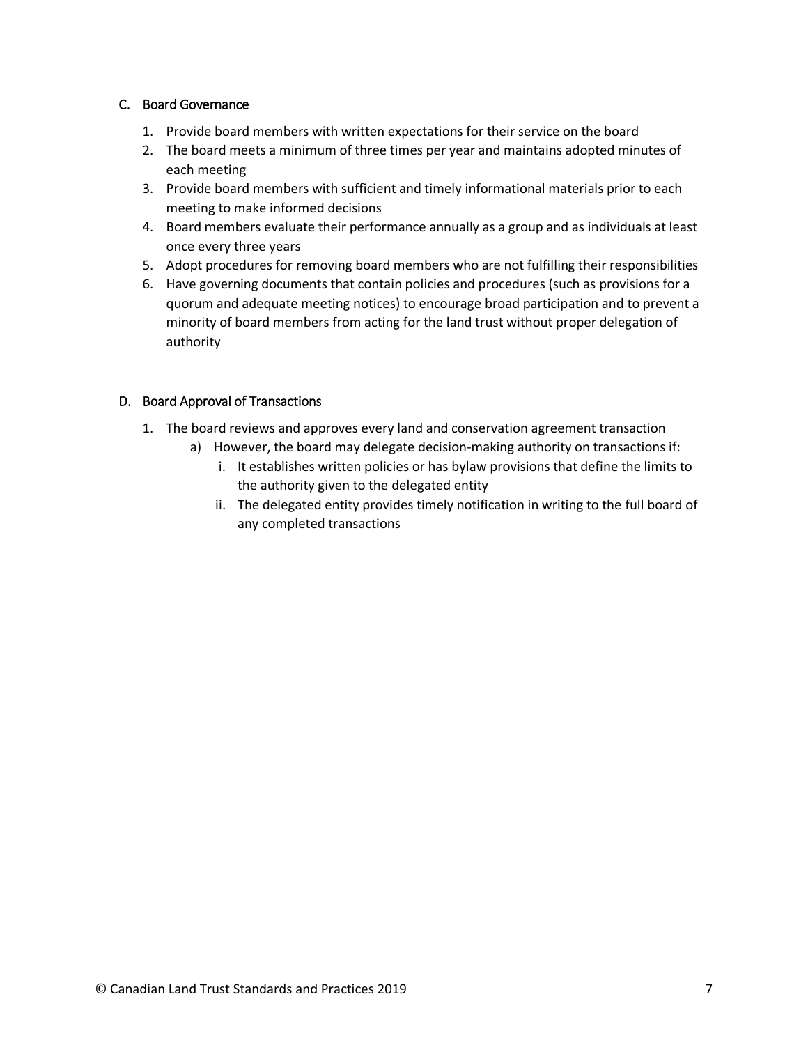### C. Board Governance

1. Provide board members with written expectations for their service on the board
2. The board meets a minimum of three times per year and maintains adopted minutes of each meeting
3. Provide board members with sufficient and timely informational materials prior to each meeting to make informed decisions
4. Board members evaluate their performance annually as a group and as individuals at least once every three years
5. Adopt procedures for removing board members who are not fulfilling their responsibilities
6. Have governing documents that contain policies and procedures (such as provisions for a quorum and adequate meeting notices) to encourage broad participation and to prevent a minority of board members from acting for the land trust without proper delegation of authority

### D. Board Approval of Transactions

1. The board reviews and approves every land and conservation agreement transaction
    a) However, the board may delegate decision-making authority on transactions if:
        i. It establishes written policies or has bylaw provisions that define the limits to the authority given to the delegated entity
        ii. The delegated entity provides timely notification in writing to the full board of any completed transactions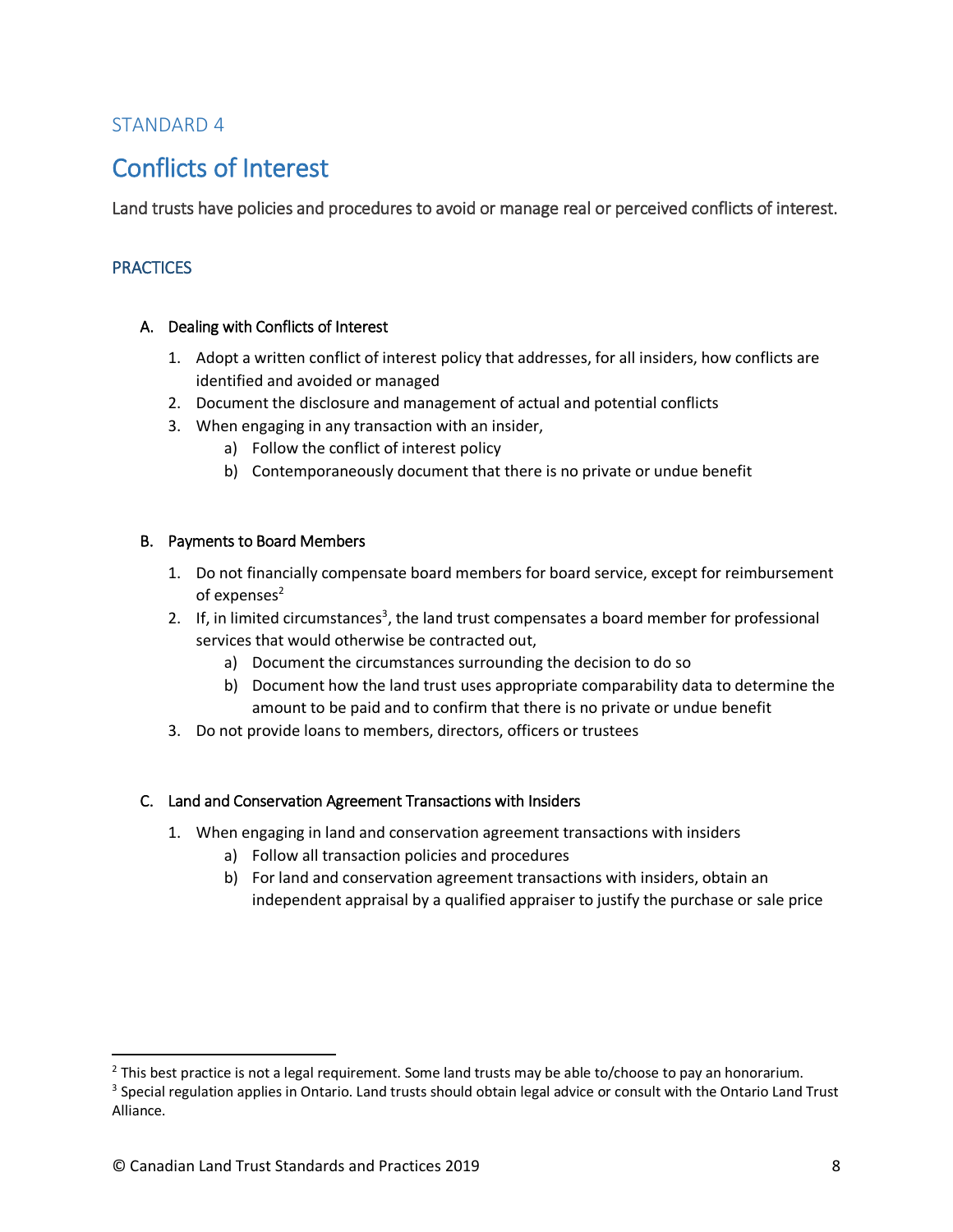STANDARD 4

# Conflicts of Interest

Land trusts have policies and procedures to avoid or manage real or perceived conflicts of interest.

## PRACTICES

### A. Dealing with Conflicts of Interest

1. Adopt a written conflict of interest policy that addresses, for all insiders, how conflicts are identified and avoided or managed
2. Document the disclosure and management of actual and potential conflicts
3. When engaging in any transaction with an insider,
    a) Follow the conflict of interest policy
    b) Contemporaneously document that there is no private or undue benefit

### B. Payments to Board Members

1. Do not financially compensate board members for board service, except for reimbursement of expenses[2]
2. If, in limited circumstances[3], the land trust compensates a board member for professional services that would otherwise be contracted out,
    a) Document the circumstances surrounding the decision to do so
    b) Document how the land trust uses appropriate comparability data to determine the amount to be paid and to confirm that there is no private or undue benefit
3. Do not provide loans to members, directors, officers or trustees

### C. Land and Conservation Agreement Transactions with Insiders

1. When engaging in land and conservation agreement transactions with insiders
    a) Follow all transaction policies and procedures
    b) For land and conservation agreement transactions with insiders, obtain an independent appraisal by a qualified appraiser to justify the purchase or sale price

---

[2] This best practice is not a legal requirement. Some land trusts may be able to/choose to pay an honorarium.

[3] Special regulation applies in Ontario. Land trusts should obtain legal advice or consult with the Ontario Land Trust Alliance.

© Canadian Land Trust Standards and Practices 2019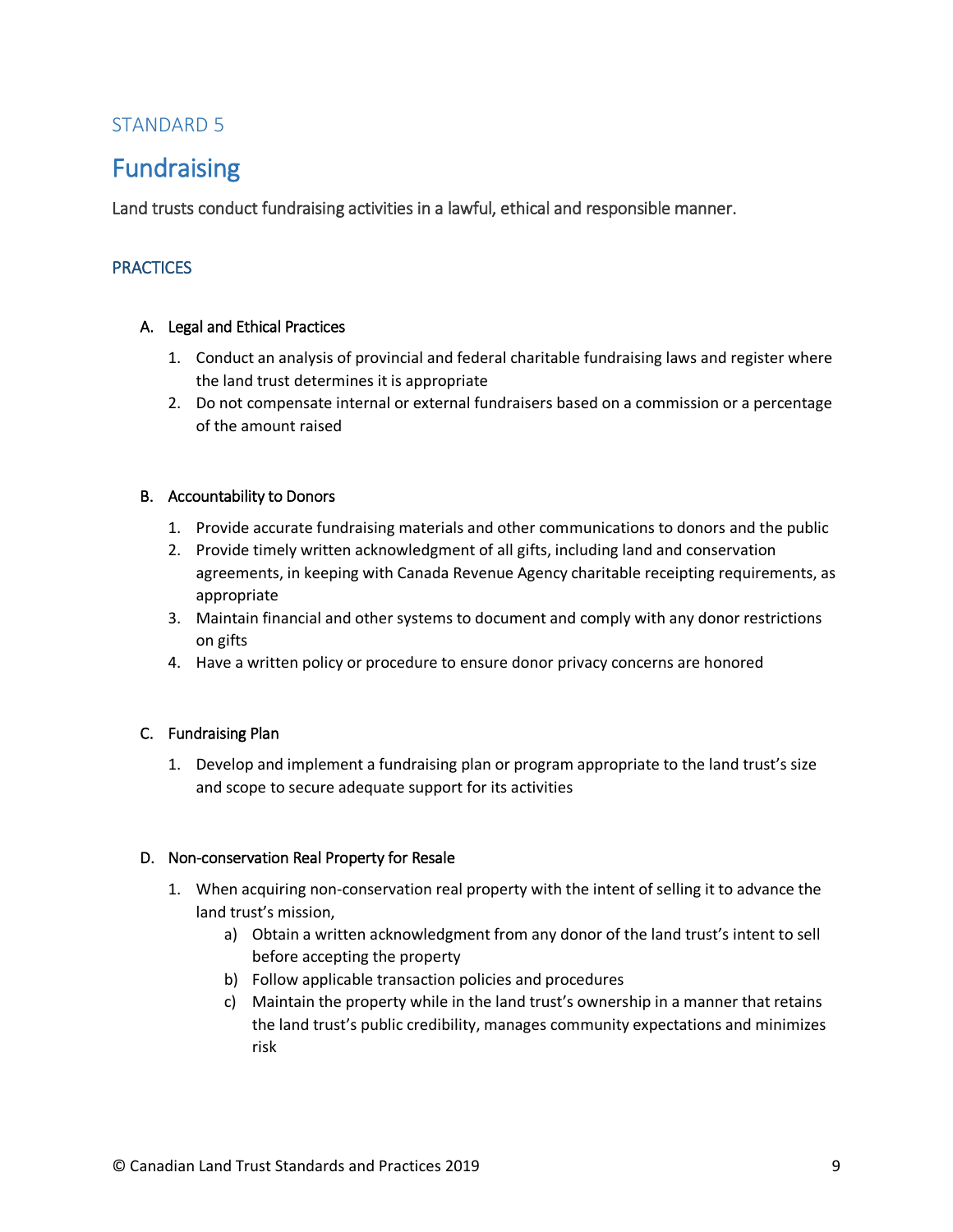STANDARD 5

# Fundraising

Land trusts conduct fundraising activities in a lawful, ethical and responsible manner.

## PRACTICES

### A. Legal and Ethical Practices

1. Conduct an analysis of provincial and federal charitable fundraising laws and register where the land trust determines it is appropriate
2. Do not compensate internal or external fundraisers based on a commission or a percentage of the amount raised

### B. Accountability to Donors

1. Provide accurate fundraising materials and other communications to donors and the public
2. Provide timely written acknowledgment of all gifts, including land and conservation agreements, in keeping with Canada Revenue Agency charitable receipting requirements, as appropriate
3. Maintain financial and other systems to document and comply with any donor restrictions on gifts
4. Have a written policy or procedure to ensure donor privacy concerns are honored

### C. Fundraising Plan

1. Develop and implement a fundraising plan or program appropriate to the land trust's size and scope to secure adequate support for its activities

### D. Non-conservation Real Property for Resale

1. When acquiring non-conservation real property with the intent of selling it to advance the land trust's mission,
   a) Obtain a written acknowledgment from any donor of the land trust's intent to sell before accepting the property
   b) Follow applicable transaction policies and procedures
   c) Maintain the property while in the land trust's ownership in a manner that retains the land trust's public credibility, manages community expectations and minimizes risk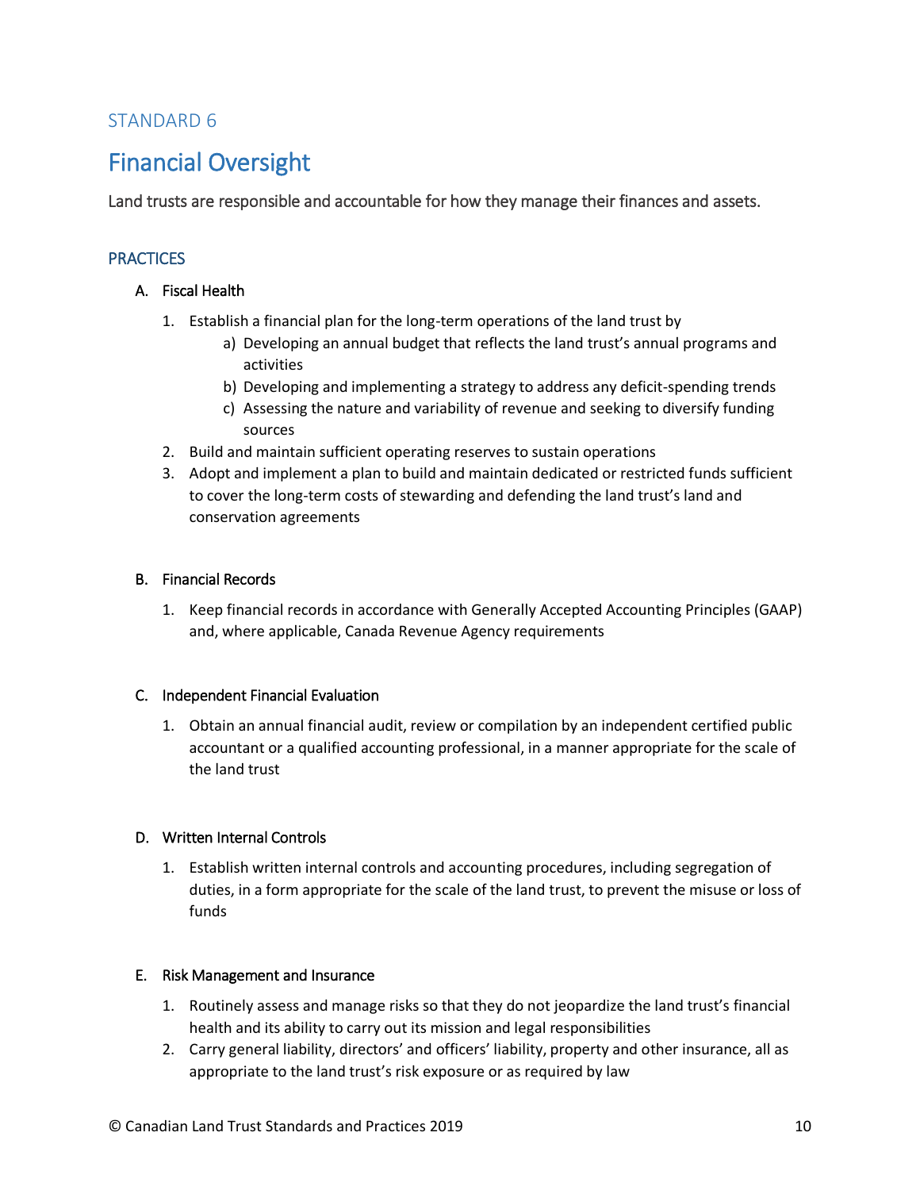STANDARD 6

# Financial Oversight

Land trusts are responsible and accountable for how they manage their finances and assets.

## PRACTICES

### A. Fiscal Health

1. Establish a financial plan for the long-term operations of the land trust by
   a) Developing an annual budget that reflects the land trust's annual programs and activities
   b) Developing and implementing a strategy to address any deficit-spending trends
   c) Assessing the nature and variability of revenue and seeking to diversify funding sources
2. Build and maintain sufficient operating reserves to sustain operations
3. Adopt and implement a plan to build and maintain dedicated or restricted funds sufficient to cover the long-term costs of stewarding and defending the land trust's land and conservation agreements

### B. Financial Records

1. Keep financial records in accordance with Generally Accepted Accounting Principles (GAAP) and, where applicable, Canada Revenue Agency requirements

### C. Independent Financial Evaluation

1. Obtain an annual financial audit, review or compilation by an independent certified public accountant or a qualified accounting professional, in a manner appropriate for the scale of the land trust

### D. Written Internal Controls

1. Establish written internal controls and accounting procedures, including segregation of duties, in a form appropriate for the scale of the land trust, to prevent the misuse or loss of funds

### E. Risk Management and Insurance

1. Routinely assess and manage risks so that they do not jeopardize the land trust's financial health and its ability to carry out its mission and legal responsibilities
2. Carry general liability, directors' and officers' liability, property and other insurance, all as appropriate to the land trust's risk exposure or as required by law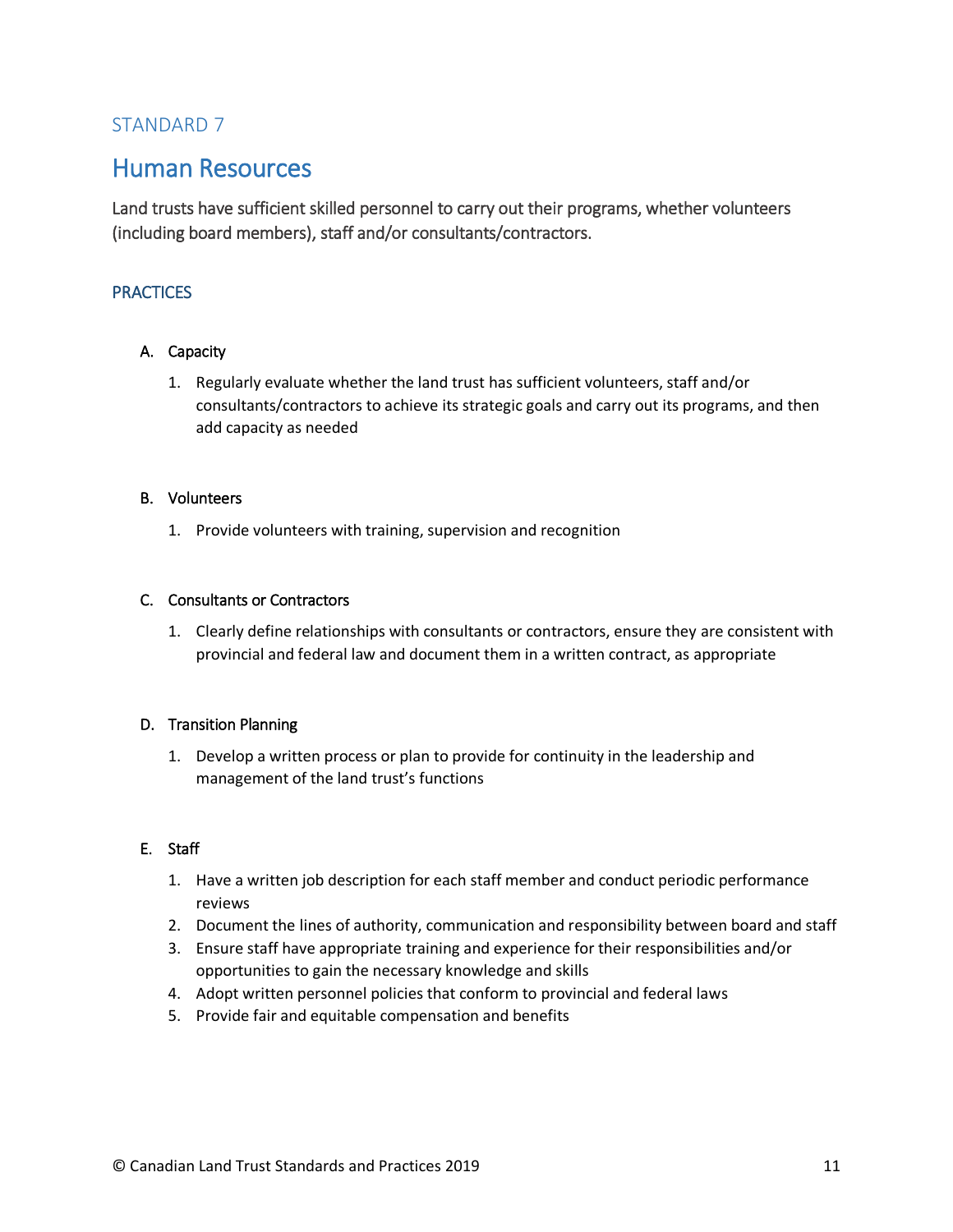STANDARD 7

# Human Resources

Land trusts have sufficient skilled personnel to carry out their programs, whether volunteers (including board members), staff and/or consultants/contractors.

## PRACTICES

A. Capacity

1. Regularly evaluate whether the land trust has sufficient volunteers, staff and/or consultants/contractors to achieve its strategic goals and carry out its programs, and then add capacity as needed

B. Volunteers

1. Provide volunteers with training, supervision and recognition

C. Consultants or Contractors

1. Clearly define relationships with consultants or contractors, ensure they are consistent with provincial and federal law and document them in a written contract, as appropriate

D. Transition Planning

1. Develop a written process or plan to provide for continuity in the leadership and management of the land trust's functions

E. Staff

1. Have a written job description for each staff member and conduct periodic performance reviews
2. Document the lines of authority, communication and responsibility between board and staff
3. Ensure staff have appropriate training and experience for their responsibilities and/or opportunities to gain the necessary knowledge and skills
4. Adopt written personnel policies that conform to provincial and federal laws
5. Provide fair and equitable compensation and benefits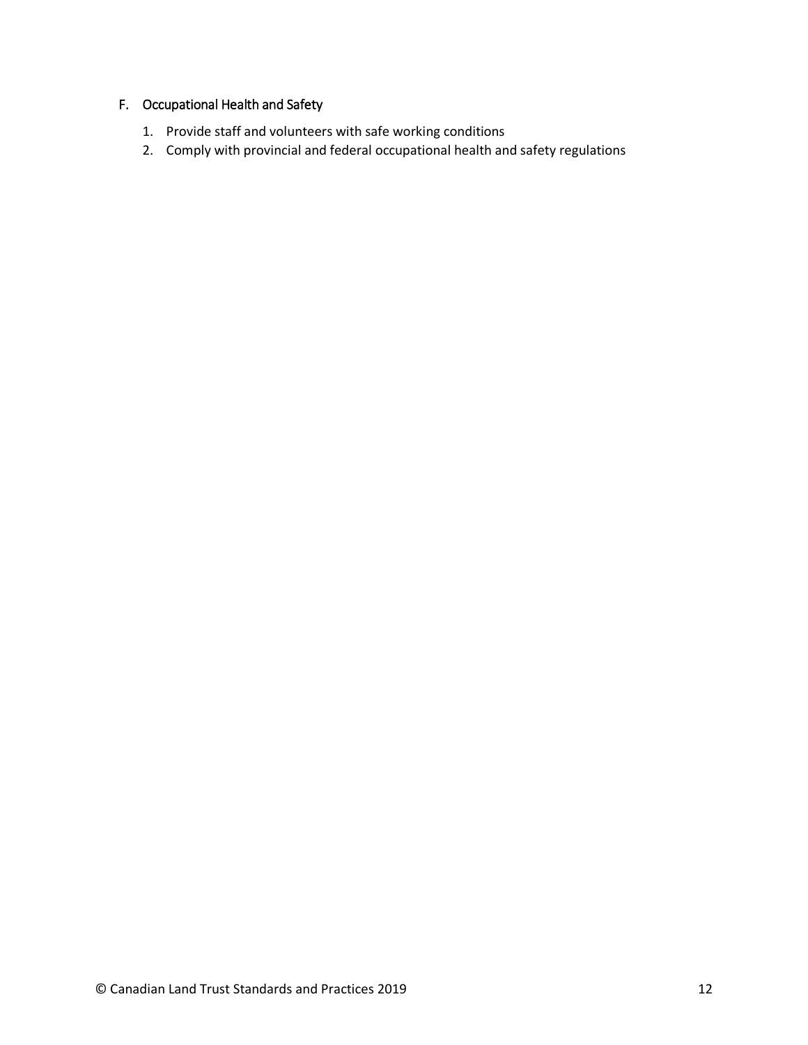### F. Occupational Health and Safety

1. Provide staff and volunteers with safe working conditions
2. Comply with provincial and federal occupational health and safety regulations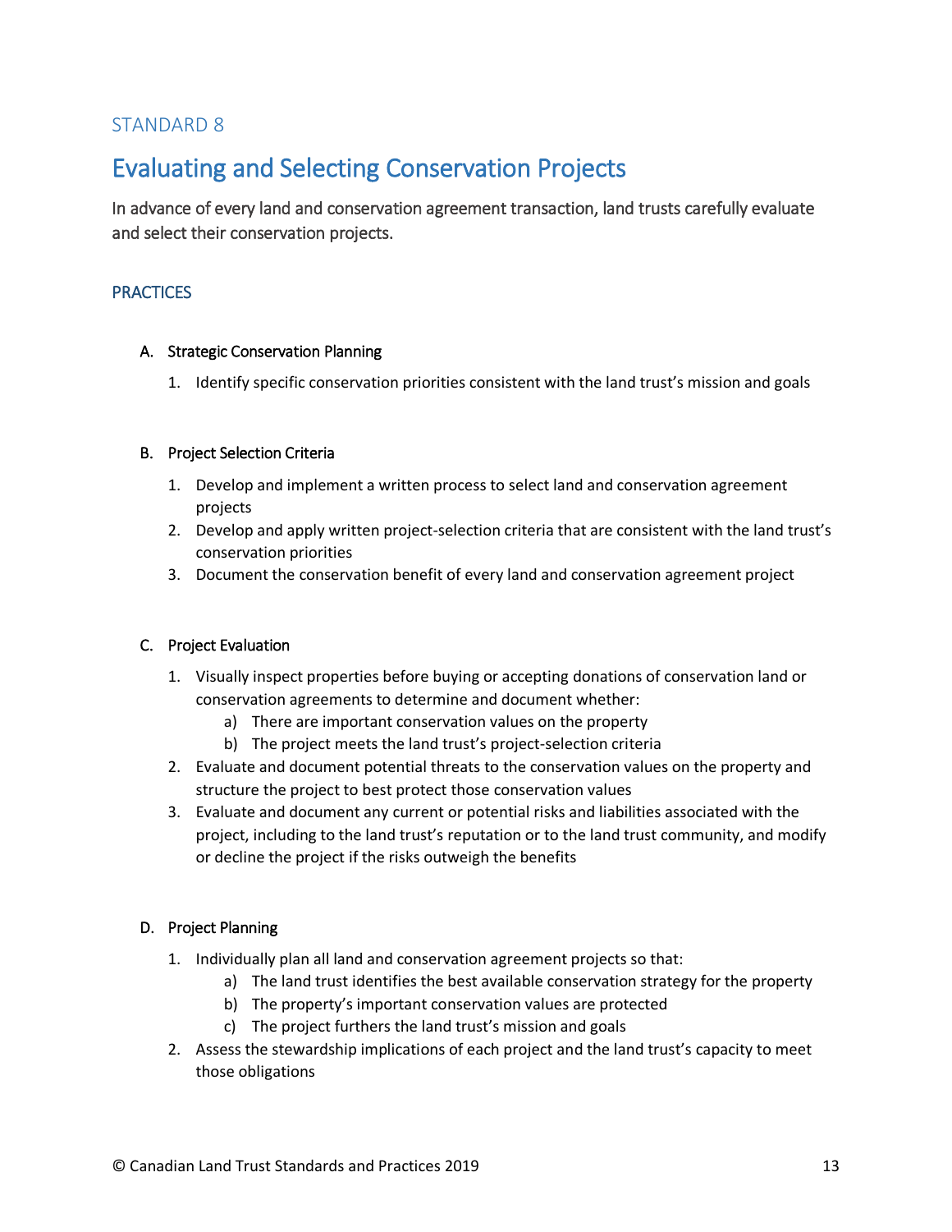STANDARD 8

# Evaluating and Selecting Conservation Projects

In advance of every land and conservation agreement transaction, land trusts carefully evaluate and select their conservation projects.

## PRACTICES

### A. Strategic Conservation Planning

1. Identify specific conservation priorities consistent with the land trust's mission and goals

### B. Project Selection Criteria

1. Develop and implement a written process to select land and conservation agreement projects
2. Develop and apply written project-selection criteria that are consistent with the land trust's conservation priorities
3. Document the conservation benefit of every land and conservation agreement project

### C. Project Evaluation

1. Visually inspect properties before buying or accepting donations of conservation land or conservation agreements to determine and document whether:
    a) There are important conservation values on the property
    b) The project meets the land trust's project-selection criteria
2. Evaluate and document potential threats to the conservation values on the property and structure the project to best protect those conservation values
3. Evaluate and document any current or potential risks and liabilities associated with the project, including to the land trust's reputation or to the land trust community, and modify or decline the project if the risks outweigh the benefits

### D. Project Planning

1. Individually plan all land and conservation agreement projects so that:
    a) The land trust identifies the best available conservation strategy for the property
    b) The property's important conservation values are protected
    c) The project furthers the land trust's mission and goals
2. Assess the stewardship implications of each project and the land trust's capacity to meet those obligations

© Canadian Land Trust Standards and Practices 2019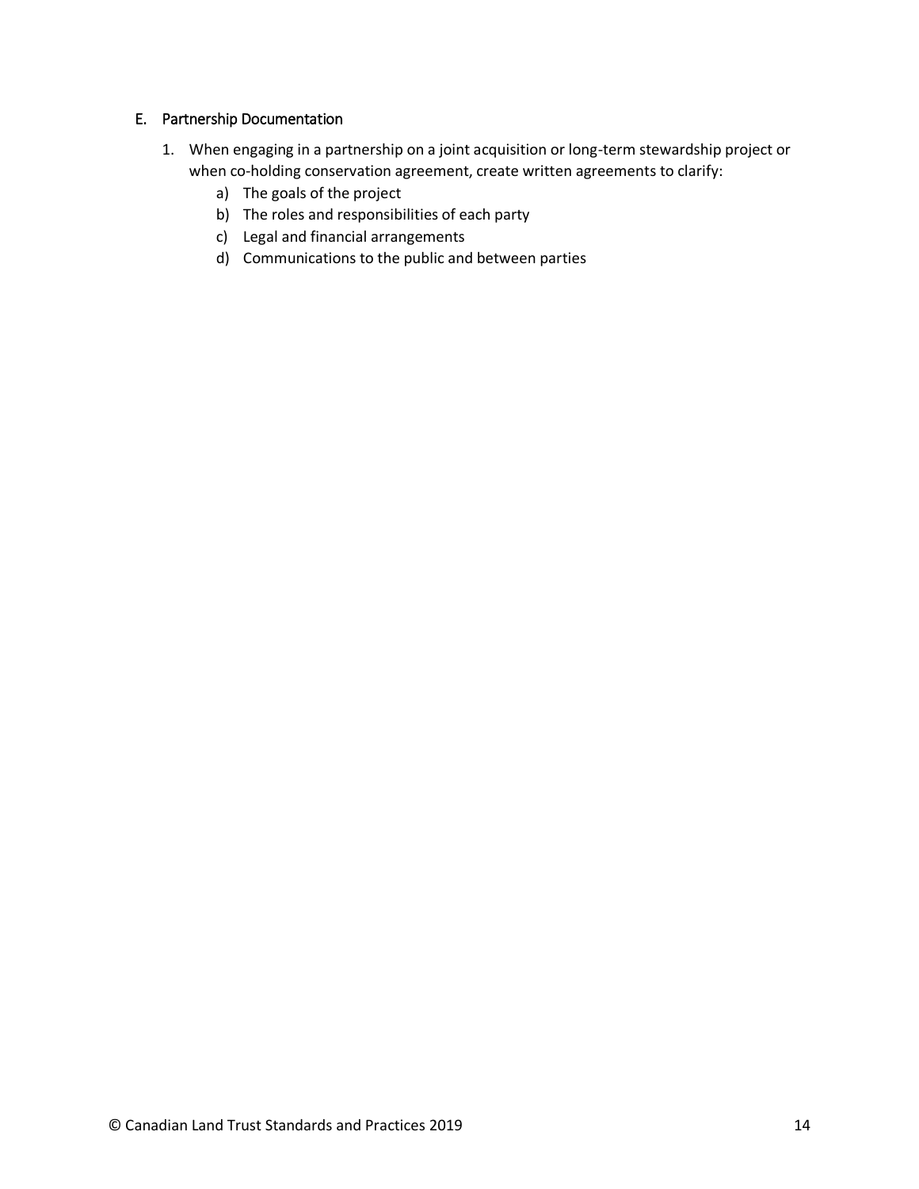### E. Partnership Documentation

1. When engaging in a partnership on a joint acquisition or long-term stewardship project or when co-holding conservation agreement, create written agreements to clarify:
    a) The goals of the project
    b) The roles and responsibilities of each party
    c) Legal and financial arrangements
    d) Communications to the public and between parties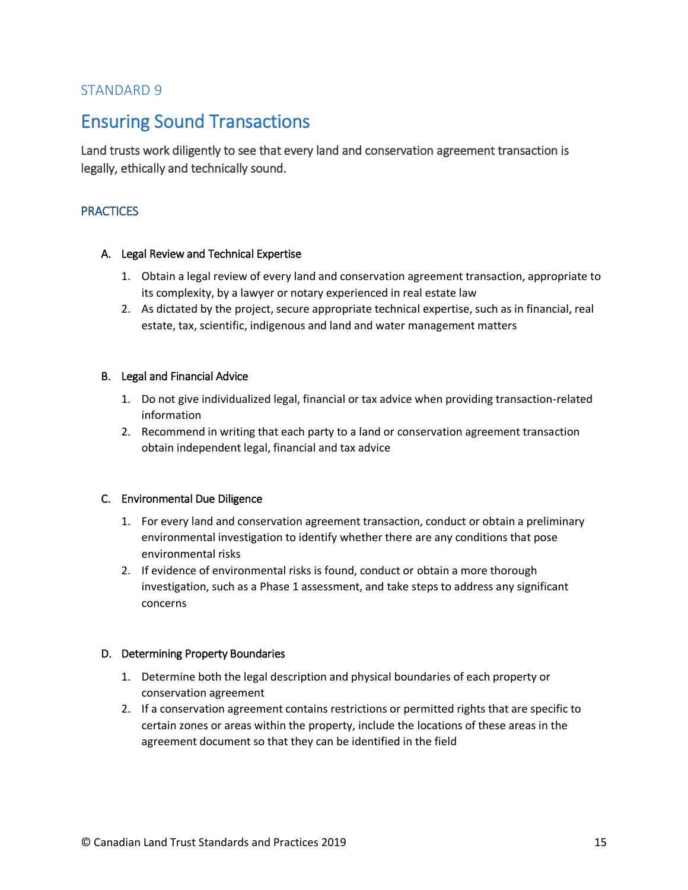STANDARD 9

# Ensuring Sound Transactions

Land trusts work diligently to see that every land and conservation agreement transaction is legally, ethically and technically sound.

## PRACTICES

### A. Legal Review and Technical Expertise

1. Obtain a legal review of every land and conservation agreement transaction, appropriate to its complexity, by a lawyer or notary experienced in real estate law
2. As dictated by the project, secure appropriate technical expertise, such as in financial, real estate, tax, scientific, indigenous and land and water management matters

### B. Legal and Financial Advice

1. Do not give individualized legal, financial or tax advice when providing transaction-related information
2. Recommend in writing that each party to a land or conservation agreement transaction obtain independent legal, financial and tax advice

### C. Environmental Due Diligence

1. For every land and conservation agreement transaction, conduct or obtain a preliminary environmental investigation to identify whether there are any conditions that pose environmental risks
2. If evidence of environmental risks is found, conduct or obtain a more thorough investigation, such as a Phase 1 assessment, and take steps to address any significant concerns

### D. Determining Property Boundaries

1. Determine both the legal description and physical boundaries of each property or conservation agreement
2. If a conservation agreement contains restrictions or permitted rights that are specific to certain zones or areas within the property, include the locations of these areas in the agreement document so that they can be identified in the field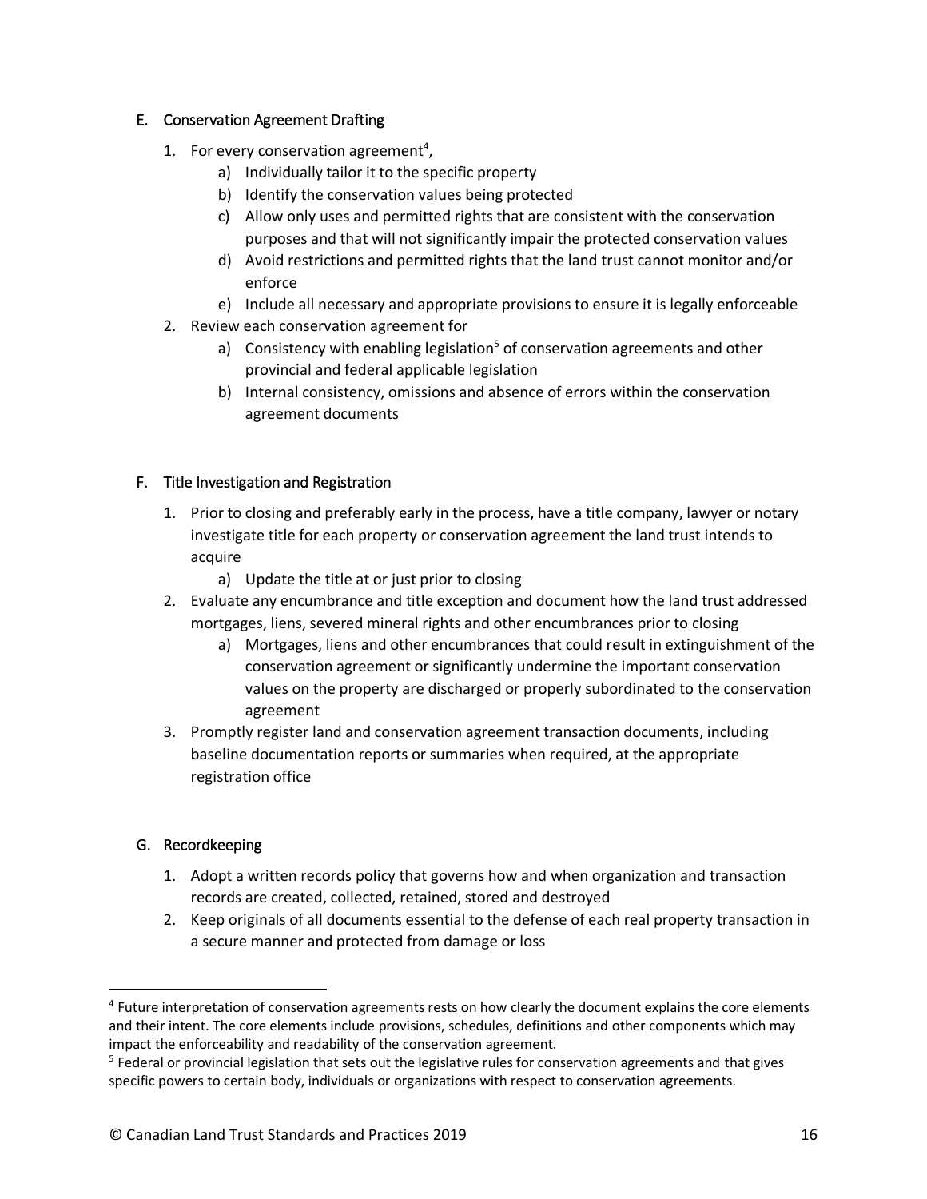### E. Conservation Agreement Drafting

1. For every conservation agreement[4],
    a) Individually tailor it to the specific property
    b) Identify the conservation values being protected
    c) Allow only uses and permitted rights that are consistent with the conservation purposes and that will not significantly impair the protected conservation values
    d) Avoid restrictions and permitted rights that the land trust cannot monitor and/or enforce
    e) Include all necessary and appropriate provisions to ensure it is legally enforceable
2. Review each conservation agreement for
    a) Consistency with enabling legislation[5] of conservation agreements and other provincial and federal applicable legislation
    b) Internal consistency, omissions and absence of errors within the conservation agreement documents

### F. Title Investigation and Registration

1. Prior to closing and preferably early in the process, have a title company, lawyer or notary investigate title for each property or conservation agreement the land trust intends to acquire
    a) Update the title at or just prior to closing
2. Evaluate any encumbrance and title exception and document how the land trust addressed mortgages, liens, severed mineral rights and other encumbrances prior to closing
    a) Mortgages, liens and other encumbrances that could result in extinguishment of the conservation agreement or significantly undermine the important conservation values on the property are discharged or properly subordinated to the conservation agreement
3. Promptly register land and conservation agreement transaction documents, including baseline documentation reports or summaries when required, at the appropriate registration office

### G. Recordkeeping

1. Adopt a written records policy that governs how and when organization and transaction records are created, collected, retained, stored and destroyed
2. Keep originals of all documents essential to the defense of each real property transaction in a secure manner and protected from damage or loss

---

[4] Future interpretation of conservation agreements rests on how clearly the document explains the core elements and their intent. The core elements include provisions, schedules, definitions and other components which may impact the enforceability and readability of the conservation agreement.

[5] Federal or provincial legislation that sets out the legislative rules for conservation agreements and that gives specific powers to certain body, individuals or organizations with respect to conservation agreements.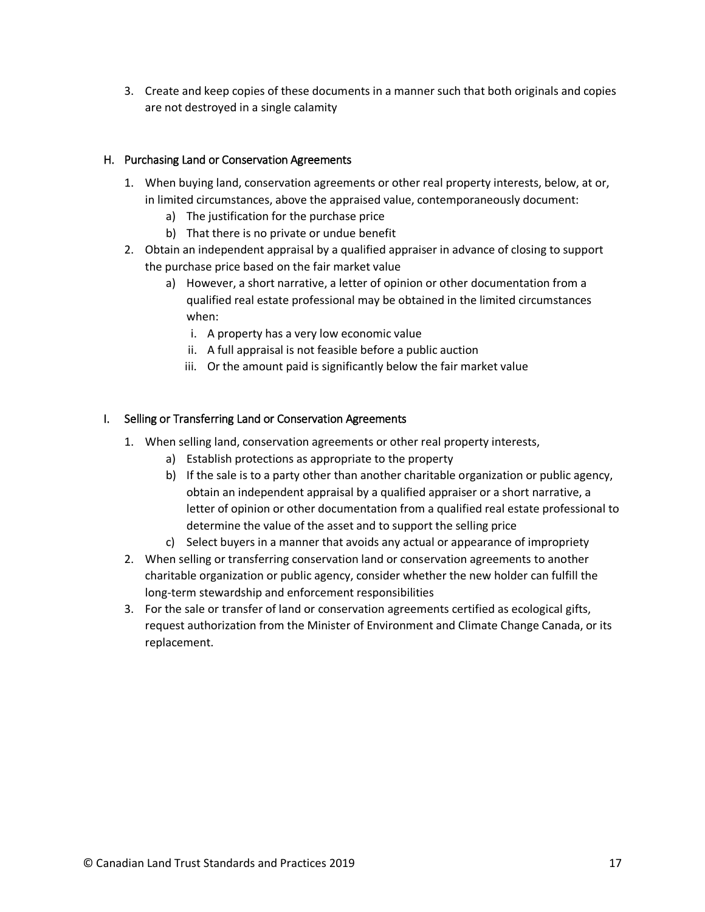3. Create and keep copies of these documents in a manner such that both originals and copies are not destroyed in a single calamity

## H. Purchasing Land or Conservation Agreements

1. When buying land, conservation agreements or other real property interests, below, at or, in limited circumstances, above the appraised value, contemporaneously document:
   a) The justification for the purchase price
   b) That there is no private or undue benefit
2. Obtain an independent appraisal by a qualified appraiser in advance of closing to support the purchase price based on the fair market value
   a) However, a short narrative, a letter of opinion or other documentation from a qualified real estate professional may be obtained in the limited circumstances when:
      i. A property has a very low economic value
      ii. A full appraisal is not feasible before a public auction
      iii. Or the amount paid is significantly below the fair market value

## I. Selling or Transferring Land or Conservation Agreements

1. When selling land, conservation agreements or other real property interests,
   a) Establish protections as appropriate to the property
   b) If the sale is to a party other than another charitable organization or public agency, obtain an independent appraisal by a qualified appraiser or a short narrative, a letter of opinion or other documentation from a qualified real estate professional to determine the value of the asset and to support the selling price
   c) Select buyers in a manner that avoids any actual or appearance of impropriety
2. When selling or transferring conservation land or conservation agreements to another charitable organization or public agency, consider whether the new holder can fulfill the long-term stewardship and enforcement responsibilities
3. For the sale or transfer of land or conservation agreements certified as ecological gifts, request authorization from the Minister of Environment and Climate Change Canada, or its replacement.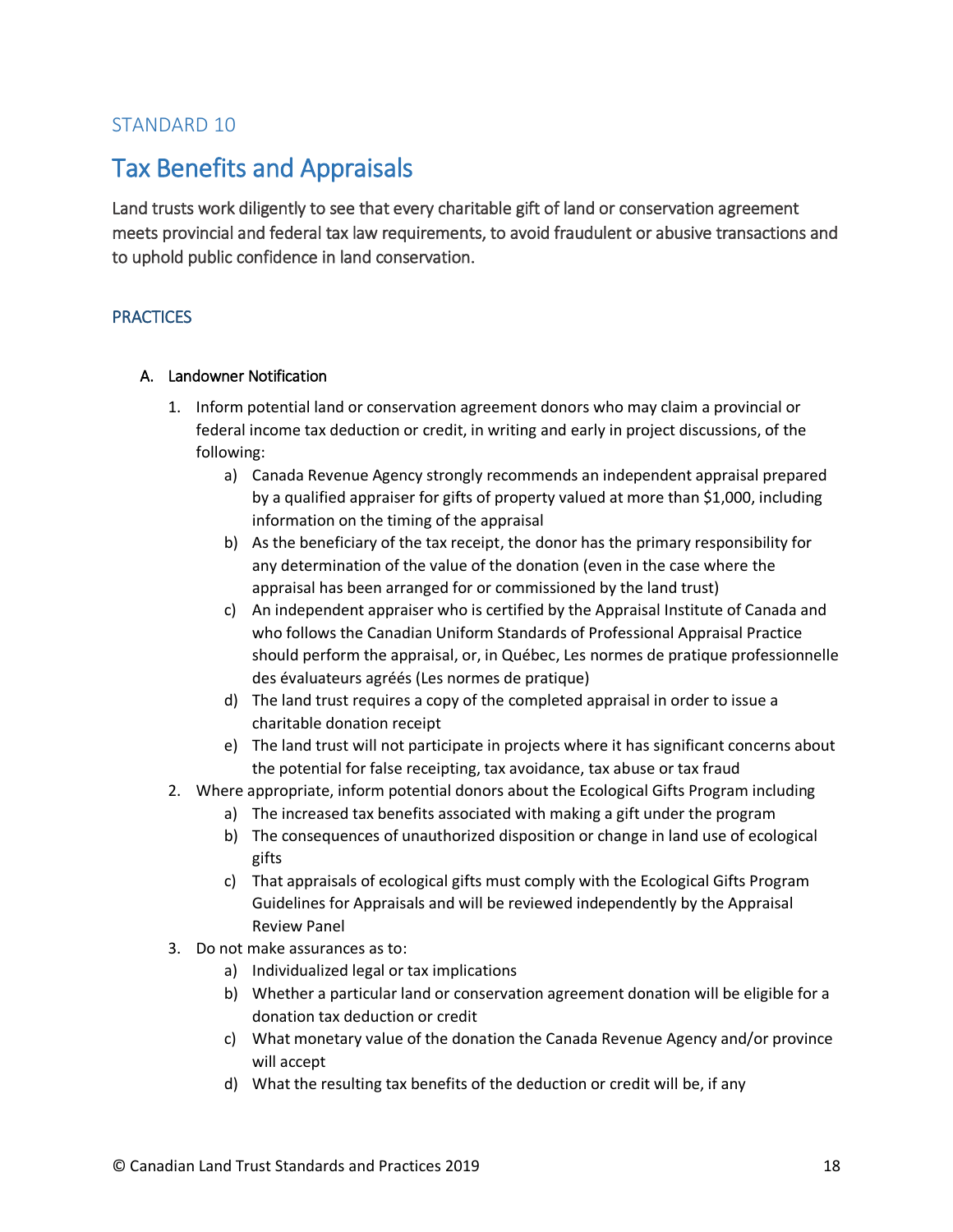STANDARD 10

# Tax Benefits and Appraisals

Land trusts work diligently to see that every charitable gift of land or conservation agreement meets provincial and federal tax law requirements, to avoid fraudulent or abusive transactions and to uphold public confidence in land conservation.

## PRACTICES

### A. Landowner Notification

1. Inform potential land or conservation agreement donors who may claim a provincial or federal income tax deduction or credit, in writing and early in project discussions, of the following:
    a) Canada Revenue Agency strongly recommends an independent appraisal prepared by a qualified appraiser for gifts of property valued at more than $1,000, including information on the timing of the appraisal
    b) As the beneficiary of the tax receipt, the donor has the primary responsibility for any determination of the value of the donation (even in the case where the appraisal has been arranged for or commissioned by the land trust)
    c) An independent appraiser who is certified by the Appraisal Institute of Canada and who follows the Canadian Uniform Standards of Professional Appraisal Practice should perform the appraisal, or, in Québec, Les normes de pratique professionnelle des évaluateurs agréés (Les normes de pratique)
    d) The land trust requires a copy of the completed appraisal in order to issue a charitable donation receipt
    e) The land trust will not participate in projects where it has significant concerns about the potential for false receipting, tax avoidance, tax abuse or tax fraud
2. Where appropriate, inform potential donors about the Ecological Gifts Program including
    a) The increased tax benefits associated with making a gift under the program
    b) The consequences of unauthorized disposition or change in land use of ecological gifts
    c) That appraisals of ecological gifts must comply with the Ecological Gifts Program Guidelines for Appraisals and will be reviewed independently by the Appraisal Review Panel
3. Do not make assurances as to:
    a) Individualized legal or tax implications
    b) Whether a particular land or conservation agreement donation will be eligible for a donation tax deduction or credit
    c) What monetary value of the donation the Canada Revenue Agency and/or province will accept
    d) What the resulting tax benefits of the deduction or credit will be, if any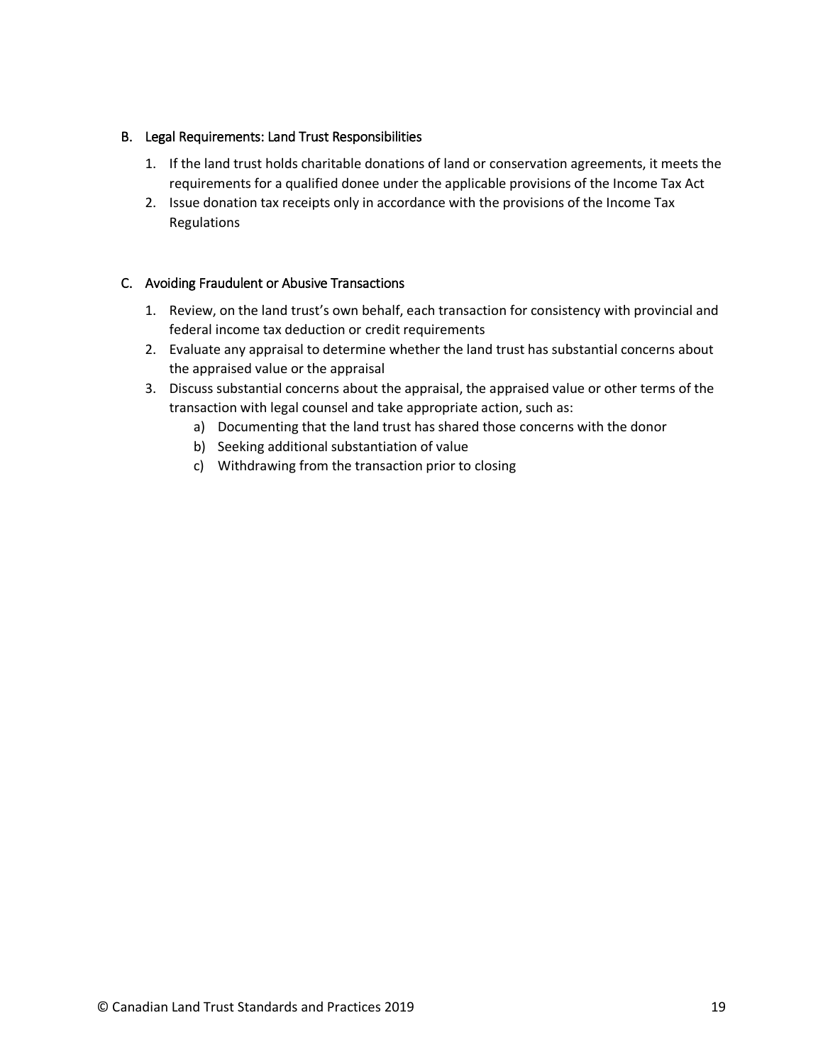### B. Legal Requirements: Land Trust Responsibilities

1. If the land trust holds charitable donations of land or conservation agreements, it meets the requirements for a qualified donee under the applicable provisions of the Income Tax Act
2. Issue donation tax receipts only in accordance with the provisions of the Income Tax Regulations

### C. Avoiding Fraudulent or Abusive Transactions

1. Review, on the land trust's own behalf, each transaction for consistency with provincial and federal income tax deduction or credit requirements
2. Evaluate any appraisal to determine whether the land trust has substantial concerns about the appraised value or the appraisal
3. Discuss substantial concerns about the appraisal, the appraised value or other terms of the transaction with legal counsel and take appropriate action, such as:
   a) Documenting that the land trust has shared those concerns with the donor
   b) Seeking additional substantiation of value
   c) Withdrawing from the transaction prior to closing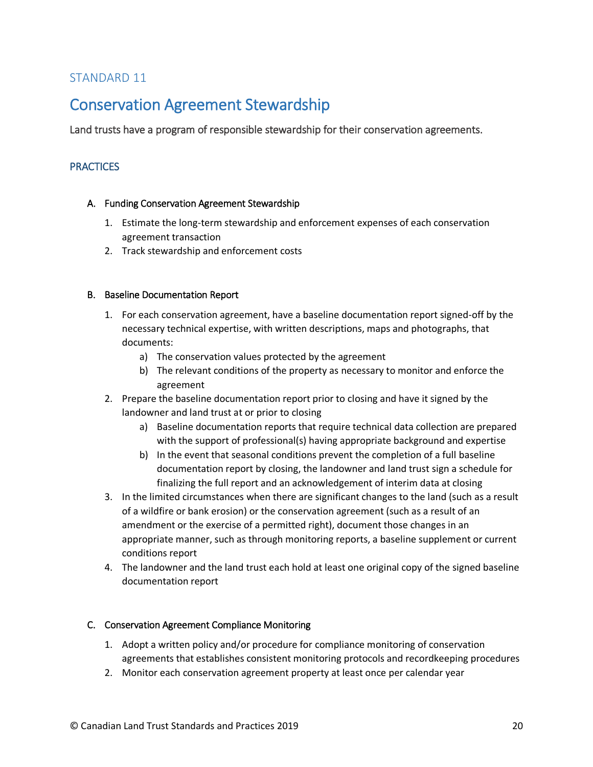STANDARD 11

# Conservation Agreement Stewardship

Land trusts have a program of responsible stewardship for their conservation agreements.

## PRACTICES

### A. Funding Conservation Agreement Stewardship

1. Estimate the long-term stewardship and enforcement expenses of each conservation agreement transaction
2. Track stewardship and enforcement costs

### B. Baseline Documentation Report

1. For each conservation agreement, have a baseline documentation report signed-off by the necessary technical expertise, with written descriptions, maps and photographs, that documents:
    a) The conservation values protected by the agreement
    b) The relevant conditions of the property as necessary to monitor and enforce the agreement
2. Prepare the baseline documentation report prior to closing and have it signed by the landowner and land trust at or prior to closing
    a) Baseline documentation reports that require technical data collection are prepared with the support of professional(s) having appropriate background and expertise
    b) In the event that seasonal conditions prevent the completion of a full baseline documentation report by closing, the landowner and land trust sign a schedule for finalizing the full report and an acknowledgement of interim data at closing
3. In the limited circumstances when there are significant changes to the land (such as a result of a wildfire or bank erosion) or the conservation agreement (such as a result of an amendment or the exercise of a permitted right), document those changes in an appropriate manner, such as through monitoring reports, a baseline supplement or current conditions report
4. The landowner and the land trust each hold at least one original copy of the signed baseline documentation report

### C. Conservation Agreement Compliance Monitoring

1. Adopt a written policy and/or procedure for compliance monitoring of conservation agreements that establishes consistent monitoring protocols and recordkeeping procedures
2. Monitor each conservation agreement property at least once per calendar year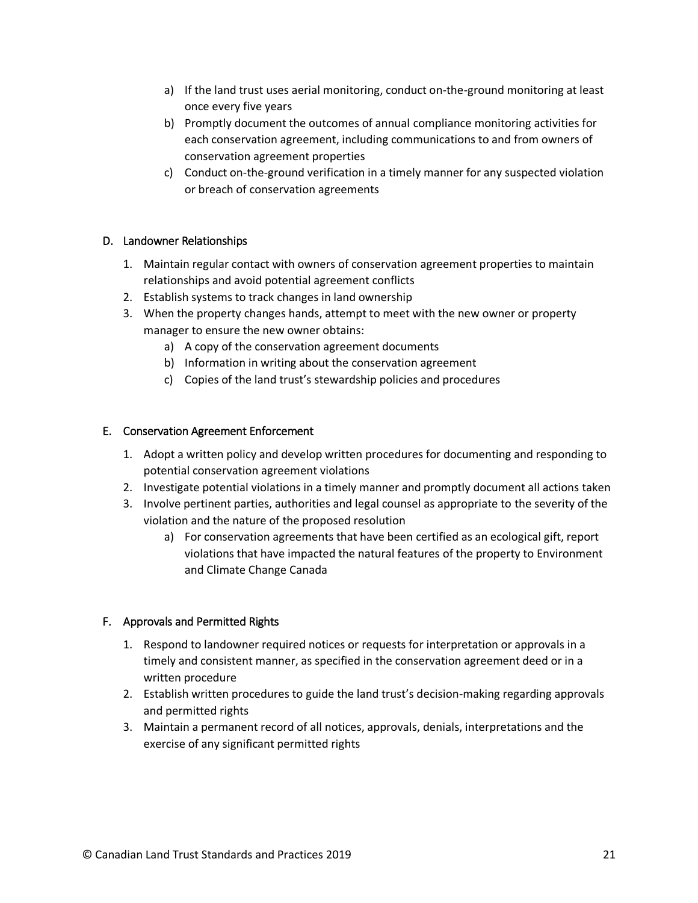a) If the land trust uses aerial monitoring, conduct on-the-ground monitoring at least once every five years
b) Promptly document the outcomes of annual compliance monitoring activities for each conservation agreement, including communications to and from owners of conservation agreement properties
c) Conduct on-the-ground verification in a timely manner for any suspected violation or breach of conservation agreements

### D. Landowner Relationships

1. Maintain regular contact with owners of conservation agreement properties to maintain relationships and avoid potential agreement conflicts
2. Establish systems to track changes in land ownership
3. When the property changes hands, attempt to meet with the new owner or property manager to ensure the new owner obtains:
   a) A copy of the conservation agreement documents
   b) Information in writing about the conservation agreement
   c) Copies of the land trust's stewardship policies and procedures

### E. Conservation Agreement Enforcement

1. Adopt a written policy and develop written procedures for documenting and responding to potential conservation agreement violations
2. Investigate potential violations in a timely manner and promptly document all actions taken
3. Involve pertinent parties, authorities and legal counsel as appropriate to the severity of the violation and the nature of the proposed resolution
   a) For conservation agreements that have been certified as an ecological gift, report violations that have impacted the natural features of the property to Environment and Climate Change Canada

### F. Approvals and Permitted Rights

1. Respond to landowner required notices or requests for interpretation or approvals in a timely and consistent manner, as specified in the conservation agreement deed or in a written procedure
2. Establish written procedures to guide the land trust's decision-making regarding approvals and permitted rights
3. Maintain a permanent record of all notices, approvals, denials, interpretations and the exercise of any significant permitted rights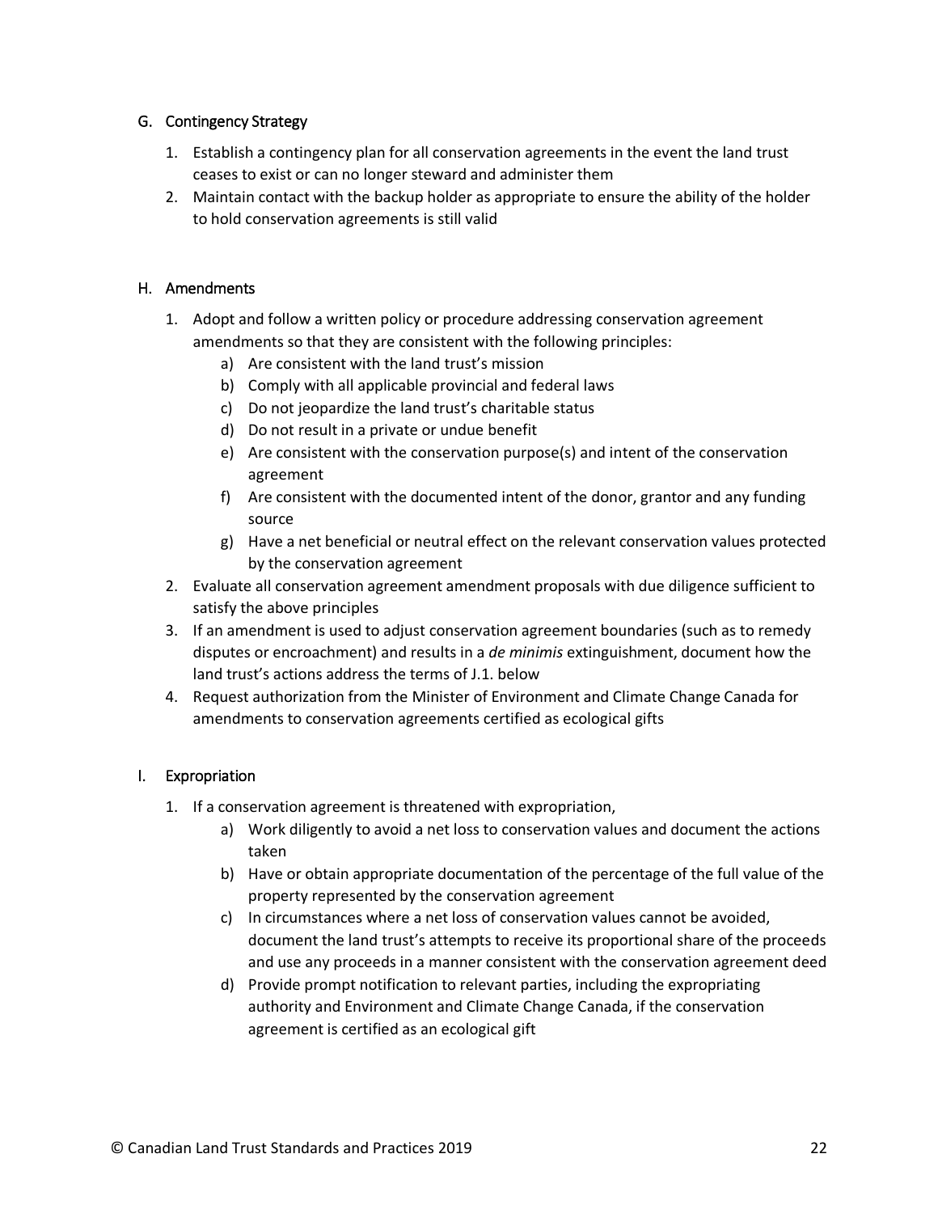### G. Contingency Strategy

1. Establish a contingency plan for all conservation agreements in the event the land trust ceases to exist or can no longer steward and administer them
2. Maintain contact with the backup holder as appropriate to ensure the ability of the holder to hold conservation agreements is still valid

### H. Amendments

1. Adopt and follow a written policy or procedure addressing conservation agreement amendments so that they are consistent with the following principles:
    a) Are consistent with the land trust's mission
    b) Comply with all applicable provincial and federal laws
    c) Do not jeopardize the land trust's charitable status
    d) Do not result in a private or undue benefit
    e) Are consistent with the conservation purpose(s) and intent of the conservation agreement
    f) Are consistent with the documented intent of the donor, grantor and any funding source
    g) Have a net beneficial or neutral effect on the relevant conservation values protected by the conservation agreement
2. Evaluate all conservation agreement amendment proposals with due diligence sufficient to satisfy the above principles
3. If an amendment is used to adjust conservation agreement boundaries (such as to remedy disputes or encroachment) and results in a *de minimis* extinguishment, document how the land trust's actions address the terms of J.1. below
4. Request authorization from the Minister of Environment and Climate Change Canada for amendments to conservation agreements certified as ecological gifts

### I. Expropriation

1. If a conservation agreement is threatened with expropriation,
    a) Work diligently to avoid a net loss to conservation values and document the actions taken
    b) Have or obtain appropriate documentation of the percentage of the full value of the property represented by the conservation agreement
    c) In circumstances where a net loss of conservation values cannot be avoided, document the land trust's attempts to receive its proportional share of the proceeds and use any proceeds in a manner consistent with the conservation agreement deed
    d) Provide prompt notification to relevant parties, including the expropriating authority and Environment and Climate Change Canada, if the conservation agreement is certified as an ecological gift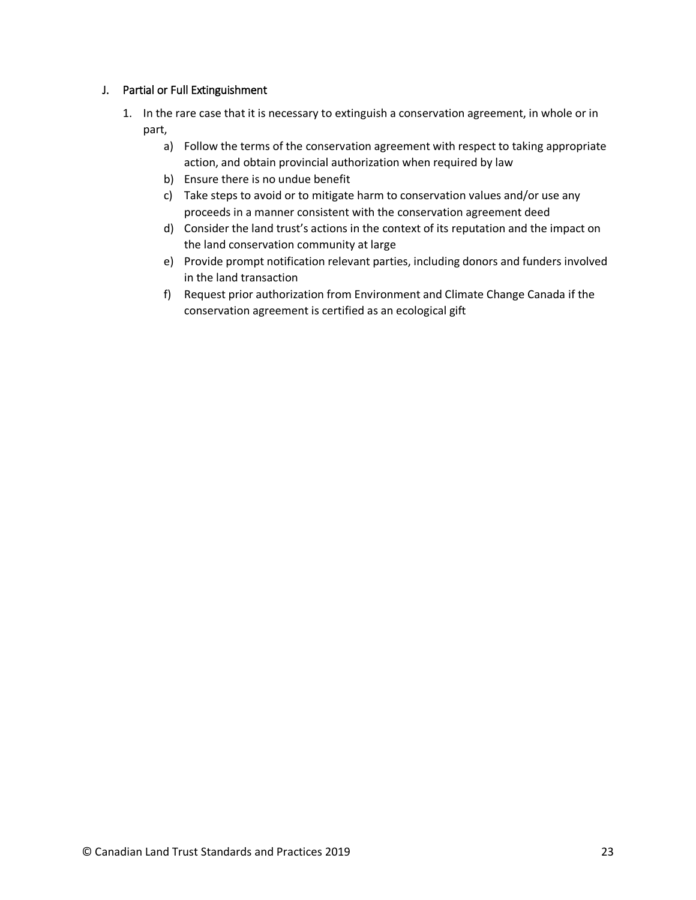### J. Partial or Full Extinguishment

1. In the rare case that it is necessary to extinguish a conservation agreement, in whole or in part,
    a) Follow the terms of the conservation agreement with respect to taking appropriate action, and obtain provincial authorization when required by law
    b) Ensure there is no undue benefit
    c) Take steps to avoid or to mitigate harm to conservation values and/or use any proceeds in a manner consistent with the conservation agreement deed
    d) Consider the land trust's actions in the context of its reputation and the impact on the land conservation community at large
    e) Provide prompt notification relevant parties, including donors and funders involved in the land transaction
    f) Request prior authorization from Environment and Climate Change Canada if the conservation agreement is certified as an ecological gift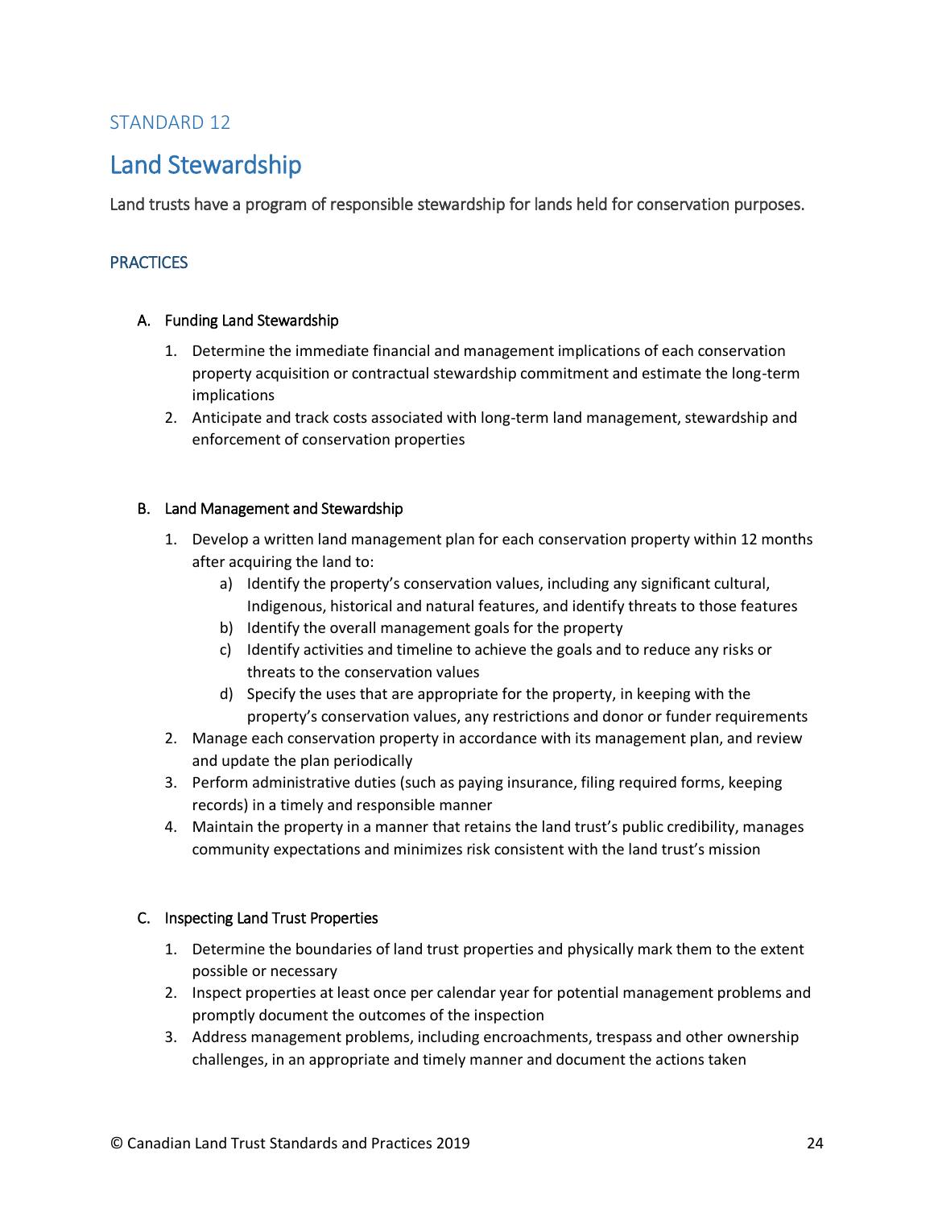STANDARD 12

# Land Stewardship

Land trusts have a program of responsible stewardship for lands held for conservation purposes.

## PRACTICES

### A. Funding Land Stewardship

1. Determine the immediate financial and management implications of each conservation property acquisition or contractual stewardship commitment and estimate the long-term implications
2. Anticipate and track costs associated with long-term land management, stewardship and enforcement of conservation properties

### B. Land Management and Stewardship

1. Develop a written land management plan for each conservation property within 12 months after acquiring the land to:
   a) Identify the property's conservation values, including any significant cultural, Indigenous, historical and natural features, and identify threats to those features
   b) Identify the overall management goals for the property
   c) Identify activities and timeline to achieve the goals and to reduce any risks or threats to the conservation values
   d) Specify the uses that are appropriate for the property, in keeping with the property's conservation values, any restrictions and donor or funder requirements
2. Manage each conservation property in accordance with its management plan, and review and update the plan periodically
3. Perform administrative duties (such as paying insurance, filing required forms, keeping records) in a timely and responsible manner
4. Maintain the property in a manner that retains the land trust's public credibility, manages community expectations and minimizes risk consistent with the land trust's mission

### C. Inspecting Land Trust Properties

1. Determine the boundaries of land trust properties and physically mark them to the extent possible or necessary
2. Inspect properties at least once per calendar year for potential management problems and promptly document the outcomes of the inspection
3. Address management problems, including encroachments, trespass and other ownership challenges, in an appropriate and timely manner and document the actions taken

© Canadian Land Trust Standards and Practices 2019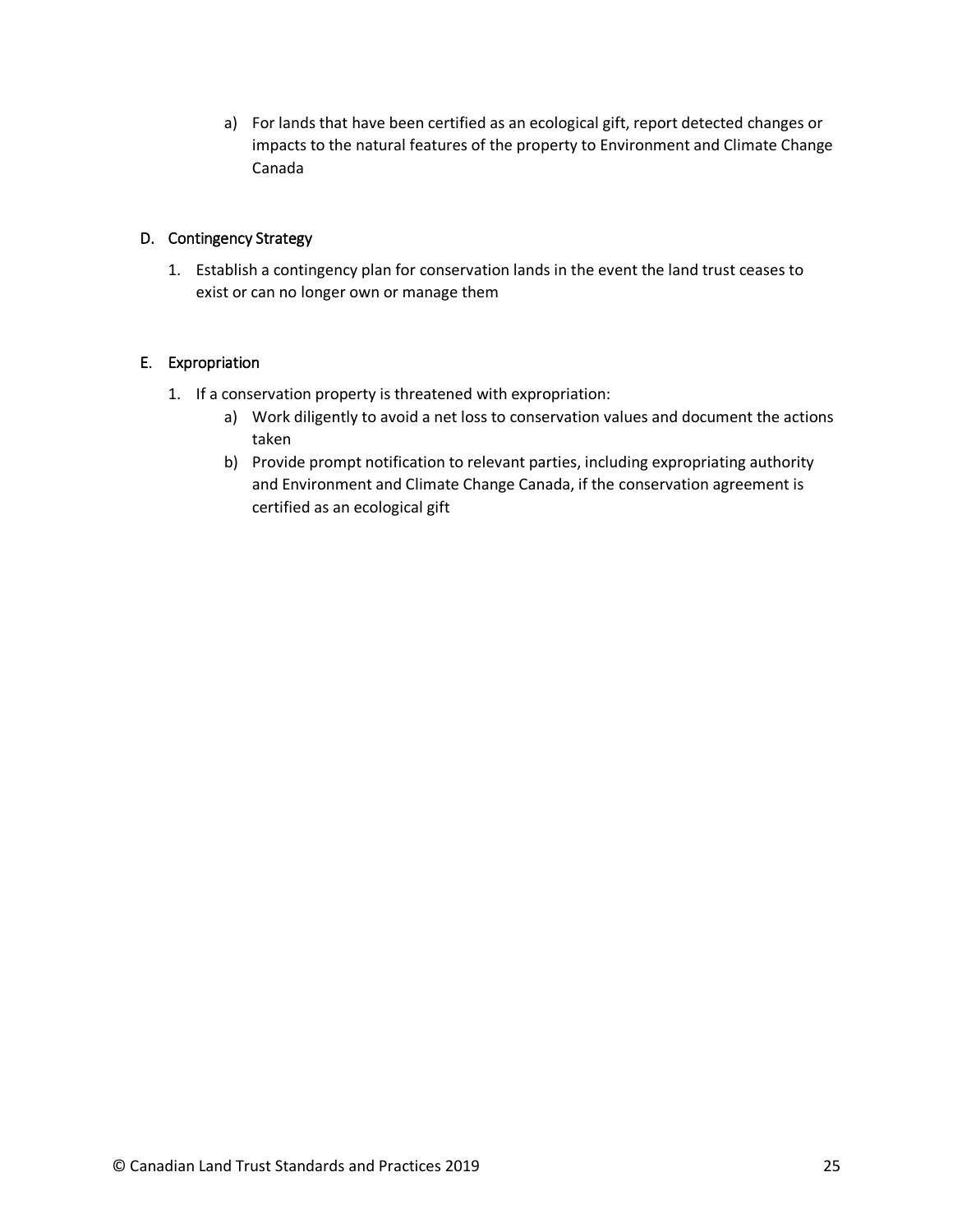a) For lands that have been certified as an ecological gift, report detected changes or impacts to the natural features of the property to Environment and Climate Change Canada

### D. Contingency Strategy

1. Establish a contingency plan for conservation lands in the event the land trust ceases to exist or can no longer own or manage them

### E. Expropriation

1. If a conservation property is threatened with expropriation:
   a) Work diligently to avoid a net loss to conservation values and document the actions taken
   b) Provide prompt notification to relevant parties, including expropriating authority and Environment and Climate Change Canada, if the conservation agreement is certified as an ecological gift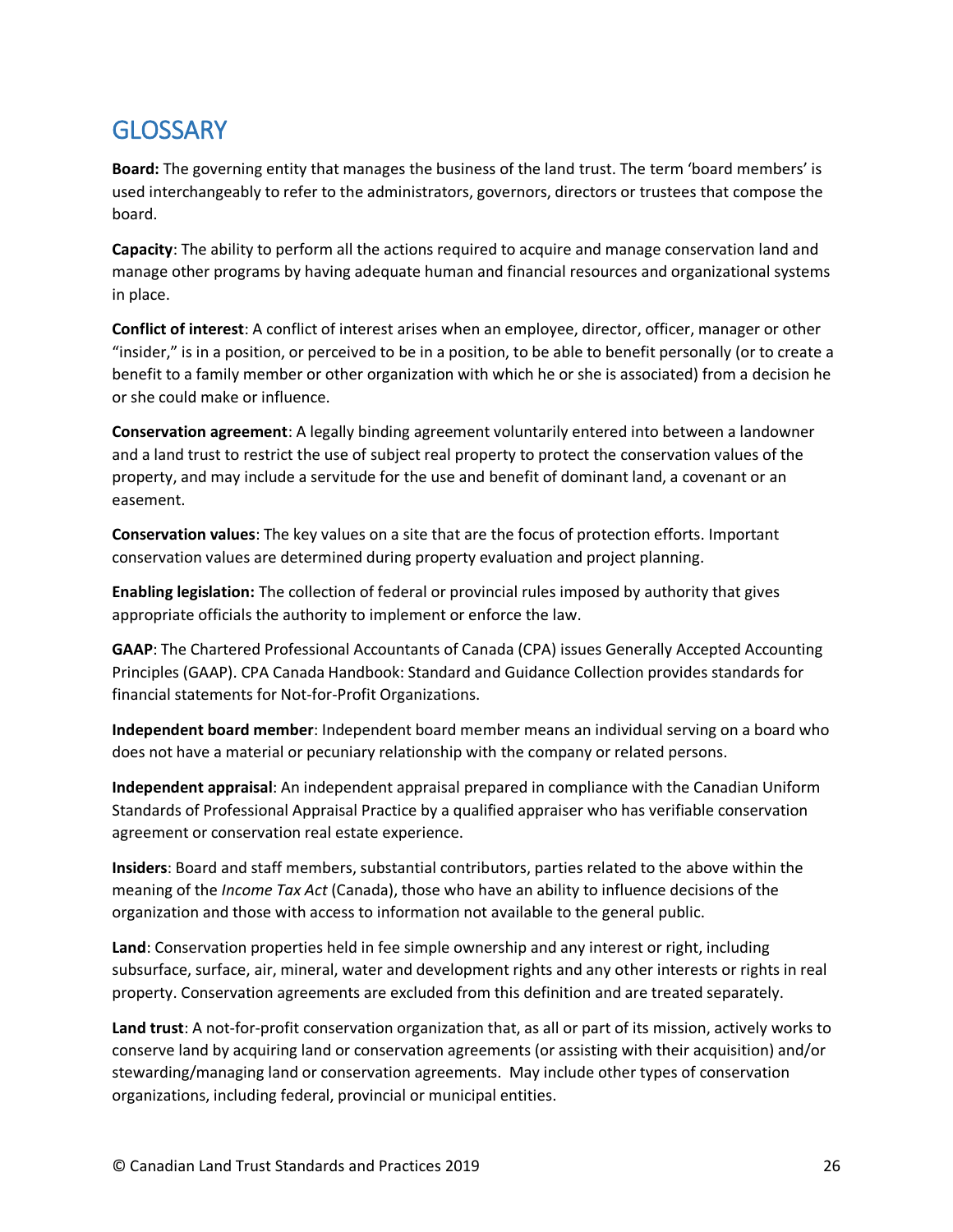# GLOSSARY

**Board:** The governing entity that manages the business of the land trust. The term 'board members' is used interchangeably to refer to the administrators, governors, directors or trustees that compose the board.

**Capacity**: The ability to perform all the actions required to acquire and manage conservation land and manage other programs by having adequate human and financial resources and organizational systems in place.

**Conflict of interest**: A conflict of interest arises when an employee, director, officer, manager or other "insider," is in a position, or perceived to be in a position, to be able to benefit personally (or to create a benefit to a family member or other organization with which he or she is associated) from a decision he or she could make or influence.

**Conservation agreement**: A legally binding agreement voluntarily entered into between a landowner and a land trust to restrict the use of subject real property to protect the conservation values of the property, and may include a servitude for the use and benefit of dominant land, a covenant or an easement.

**Conservation values**: The key values on a site that are the focus of protection efforts. Important conservation values are determined during property evaluation and project planning.

**Enabling legislation:** The collection of federal or provincial rules imposed by authority that gives appropriate officials the authority to implement or enforce the law.

**GAAP**: The Chartered Professional Accountants of Canada (CPA) issues Generally Accepted Accounting Principles (GAAP). CPA Canada Handbook: Standard and Guidance Collection provides standards for financial statements for Not-for-Profit Organizations.

**Independent board member**: Independent board member means an individual serving on a board who does not have a material or pecuniary relationship with the company or related persons.

**Independent appraisal**: An independent appraisal prepared in compliance with the Canadian Uniform Standards of Professional Appraisal Practice by a qualified appraiser who has verifiable conservation agreement or conservation real estate experience.

**Insiders**: Board and staff members, substantial contributors, parties related to the above within the meaning of the *Income Tax Act* (Canada), those who have an ability to influence decisions of the organization and those with access to information not available to the general public.

**Land**: Conservation properties held in fee simple ownership and any interest or right, including subsurface, surface, air, mineral, water and development rights and any other interests or rights in real property. Conservation agreements are excluded from this definition and are treated separately.

**Land trust**: A not-for-profit conservation organization that, as all or part of its mission, actively works to conserve land by acquiring land or conservation agreements (or assisting with their acquisition) and/or stewarding/managing land or conservation agreements. May include other types of conservation organizations, including federal, provincial or municipal entities.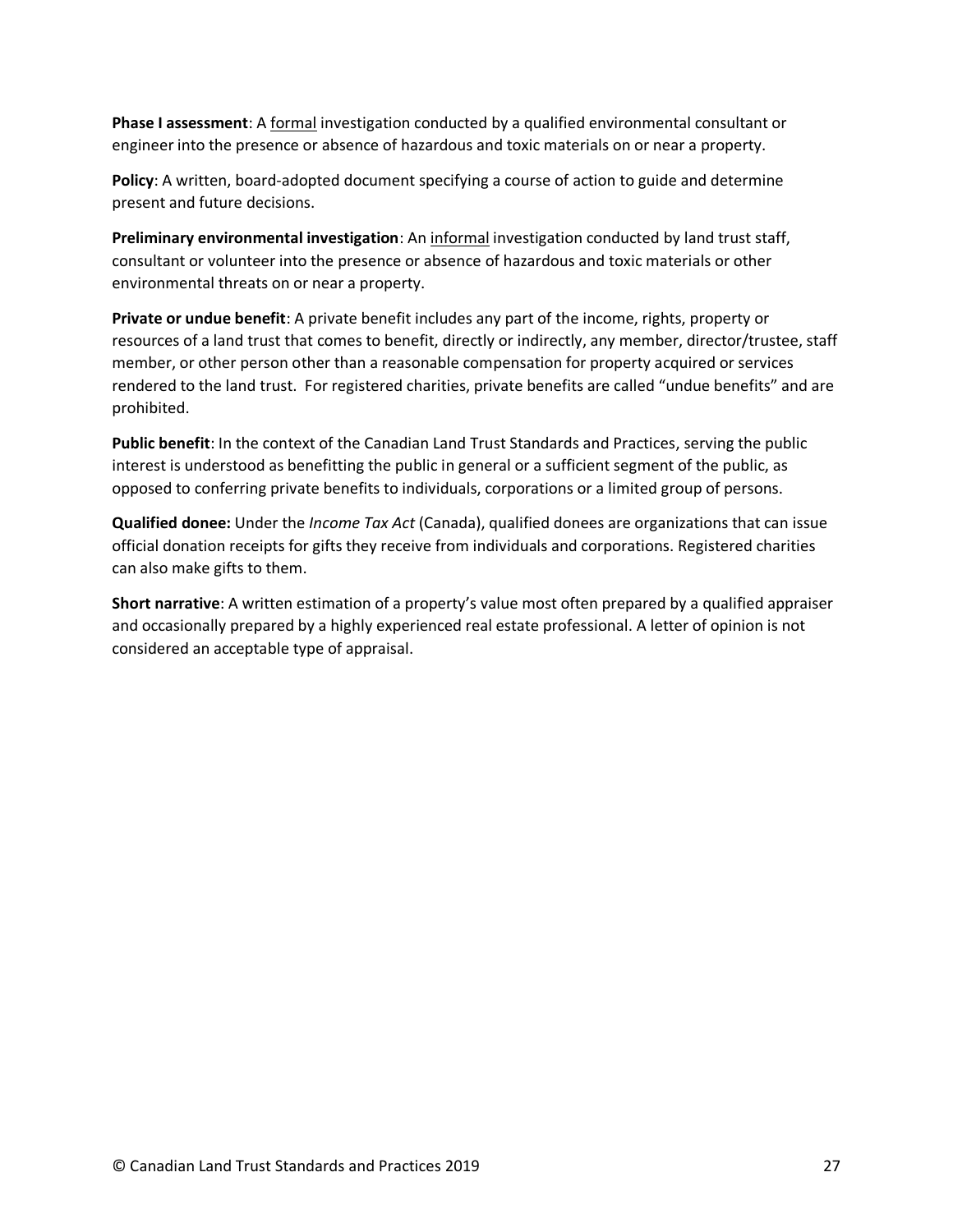**Phase I assessment**: A formal investigation conducted by a qualified environmental consultant or engineer into the presence or absence of hazardous and toxic materials on or near a property.

**Policy**: A written, board-adopted document specifying a course of action to guide and determine present and future decisions.

**Preliminary environmental investigation**: An informal investigation conducted by land trust staff, consultant or volunteer into the presence or absence of hazardous and toxic materials or other environmental threats on or near a property.

**Private or undue benefit**: A private benefit includes any part of the income, rights, property or resources of a land trust that comes to benefit, directly or indirectly, any member, director/trustee, staff member, or other person other than a reasonable compensation for property acquired or services rendered to the land trust. For registered charities, private benefits are called "undue benefits" and are prohibited.

**Public benefit**: In the context of the Canadian Land Trust Standards and Practices, serving the public interest is understood as benefitting the public in general or a sufficient segment of the public, as opposed to conferring private benefits to individuals, corporations or a limited group of persons.

**Qualified donee:** Under the *Income Tax Act* (Canada), qualified donees are organizations that can issue official donation receipts for gifts they receive from individuals and corporations. Registered charities can also make gifts to them.

**Short narrative**: A written estimation of a property's value most often prepared by a qualified appraiser and occasionally prepared by a highly experienced real estate professional. A letter of opinion is not considered an acceptable type of appraisal.